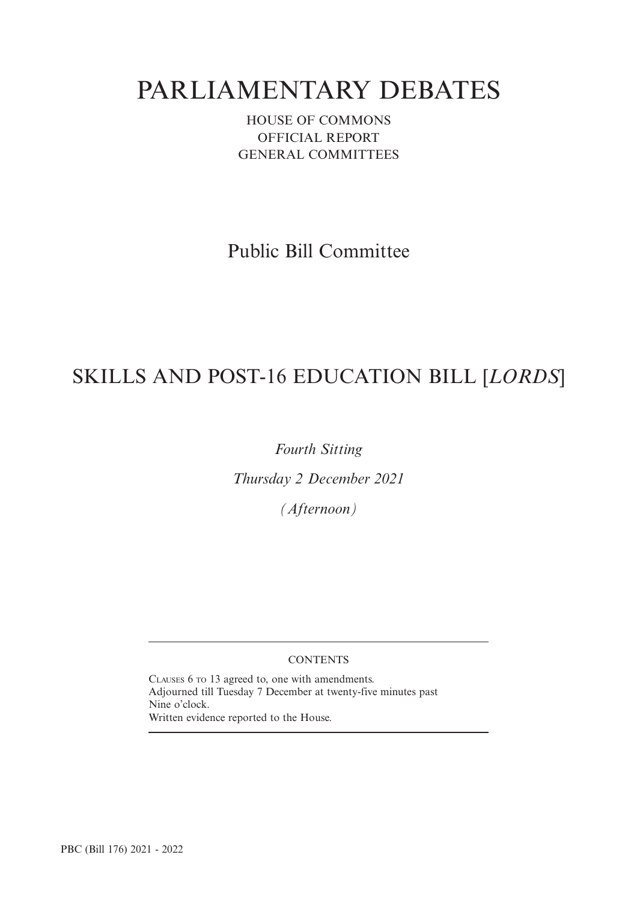# PARLIAMENTARY DEBATES

HOUSE OF COMMONS
OFFICIAL REPORT
GENERAL COMMITTEES

## Public Bill Committee

## SKILLS AND POST-16 EDUCATION BILL [*LORDS*]

*Fourth Sitting*

*Thursday 2 December 2021*

*(Afternoon)*

---

CONTENTS

CLAUSES 6 TO 13 agreed to, one with amendments.
Adjourned till Tuesday 7 December at twenty-five minutes past Nine o'clock.
Written evidence reported to the House.

---

PBC (Bill 176) 2021 - 2022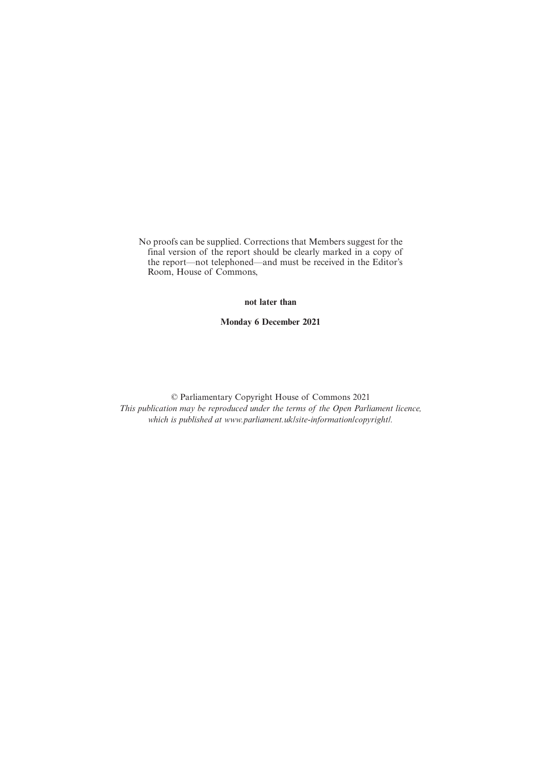No proofs can be supplied. Corrections that Members suggest for the final version of the report should be clearly marked in a copy of the report—not telephoned—and must be received in the Editor's Room, House of Commons,

**not later than**

**Monday 6 December 2021**

© Parliamentary Copyright House of Commons 2021

*This publication may be reproduced under the terms of the Open Parliament licence, which is published at www.parliament.uk/site-information/copyright/.*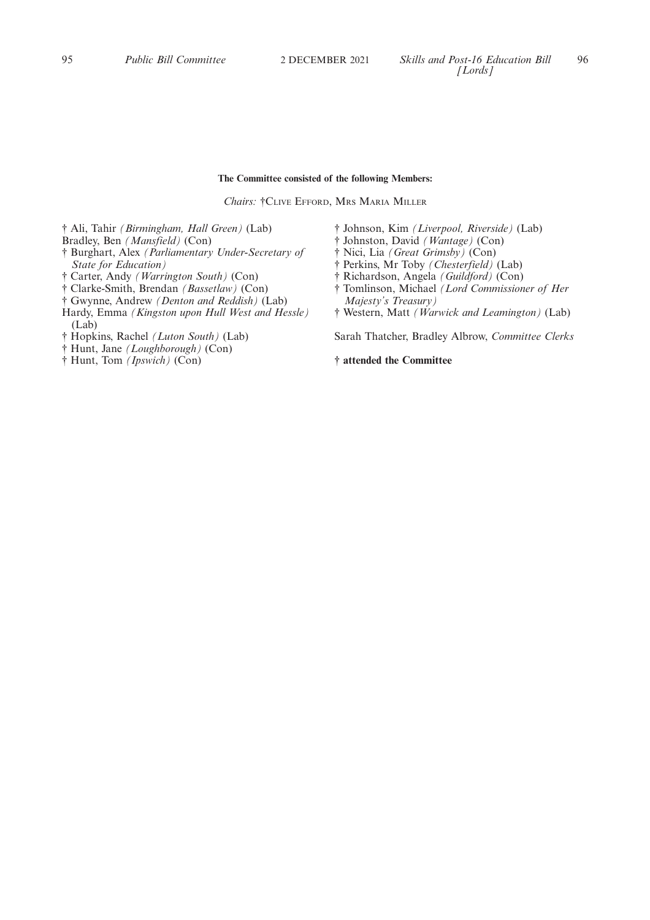**The Committee consisted of the following Members:**

*Chairs:* †Clive Efford, Mrs Maria Miller

† Ali, Tahir *(Birmingham, Hall Green)* (Lab)
Bradley, Ben *(Mansfield)* (Con)
† Burghart, Alex *(Parliamentary Under-Secretary of State for Education)*
† Carter, Andy *(Warrington South)* (Con)
† Clarke-Smith, Brendan *(Bassetlaw)* (Con)
† Gwynne, Andrew *(Denton and Reddish)* (Lab)
Hardy, Emma *(Kingston upon Hull West and Hessle)* (Lab)
† Hopkins, Rachel *(Luton South)* (Lab)
† Hunt, Jane *(Loughborough)* (Con)
† Hunt, Tom *(Ipswich)* (Con)
† Johnson, Kim *(Liverpool, Riverside)* (Lab)
† Johnston, David *(Wantage)* (Con)
† Nici, Lia *(Great Grimsby)* (Con)
† Perkins, Mr Toby *(Chesterfield)* (Lab)
† Richardson, Angela *(Guildford)* (Con)
† Tomlinson, Michael *(Lord Commissioner of Her Majesty's Treasury)*
† Western, Matt *(Warwick and Leamington)* (Lab)

Sarah Thatcher, Bradley Albrow, *Committee Clerks*

**† attended the Committee**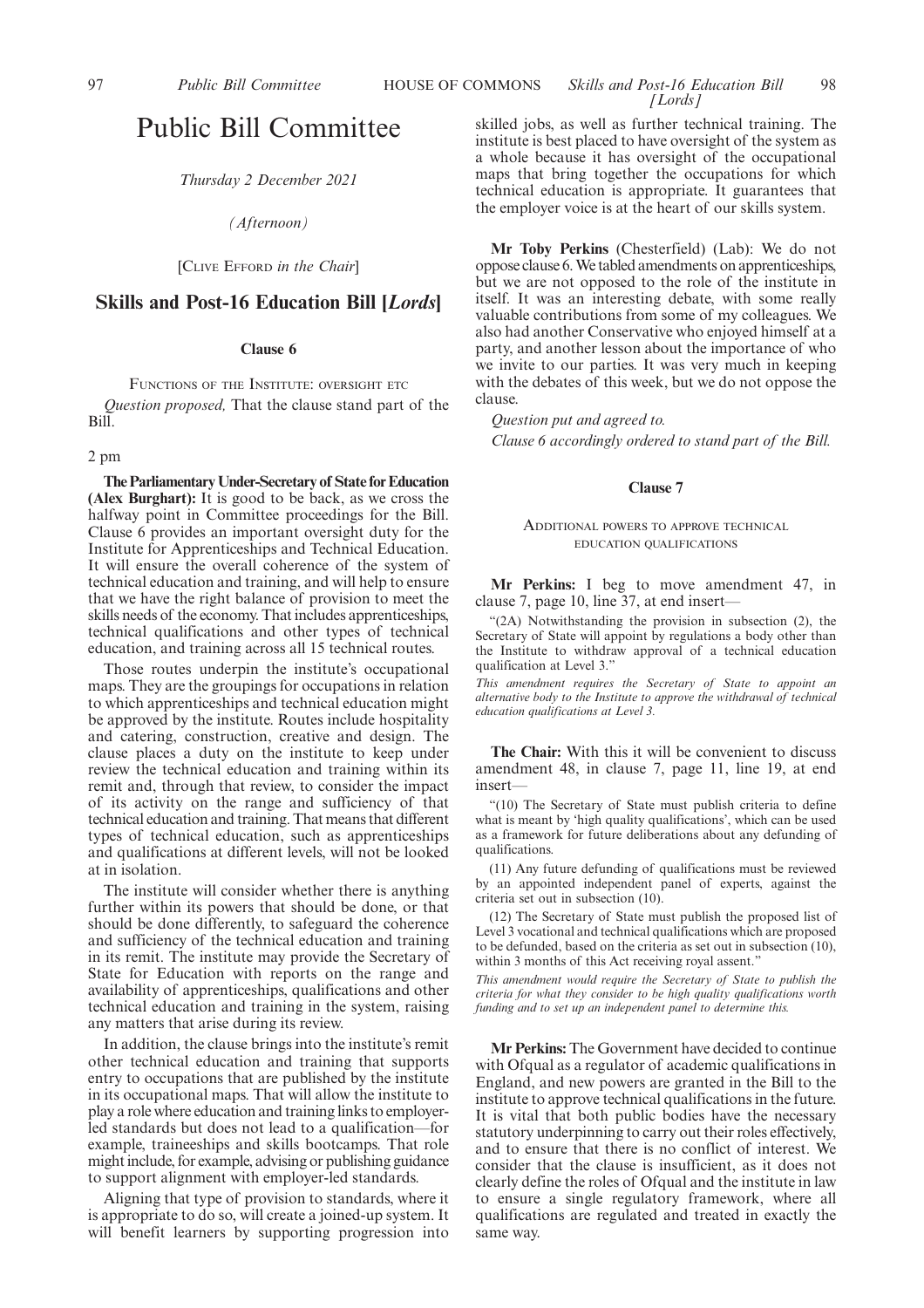# Public Bill Committee

*Thursday 2 December 2021*

*(Afternoon)*

[Clive Efford *in the Chair*]

## Skills and Post-16 Education Bill [*Lords*]

### Clause 6

Functions of the Institute: oversight etc

*Question proposed,* That the clause stand part of the Bill.

2 pm

**The Parliamentary Under-Secretary of State for Education (Alex Burghart):** It is good to be back, as we cross the halfway point in Committee proceedings for the Bill. Clause 6 provides an important oversight duty for the Institute for Apprenticeships and Technical Education. It will ensure the overall coherence of the system of technical education and training, and will help to ensure that we have the right balance of provision to meet the skills needs of the economy. That includes apprenticeships, technical qualifications and other types of technical education, and training across all 15 technical routes.

Those routes underpin the institute's occupational maps. They are the groupings for occupations in relation to which apprenticeships and technical education might be approved by the institute. Routes include hospitality and catering, construction, creative and design. The clause places a duty on the institute to keep under review the technical education and training within its remit and, through that review, to consider the impact of its activity on the range and sufficiency of that technical education and training. That means that different types of technical education, such as apprenticeships and qualifications at different levels, will not be looked at in isolation.

The institute will consider whether there is anything further within its powers that should be done, or that should be done differently, to safeguard the coherence and sufficiency of the technical education and training in its remit. The institute may provide the Secretary of State for Education with reports on the range and availability of apprenticeships, qualifications and other technical education and training in the system, raising any matters that arise during its review.

In addition, the clause brings into the institute's remit other technical education and training that supports entry to occupations that are published by the institute in its occupational maps. That will allow the institute to play a role where education and training links to employer-led standards but does not lead to a qualification—for example, traineeships and skills bootcamps. That role might include, for example, advising or publishing guidance to support alignment with employer-led standards.

Aligning that type of provision to standards, where it is appropriate to do so, will create a joined-up system. It will benefit learners by supporting progression into skilled jobs, as well as further technical training. The institute is best placed to have oversight of the system as a whole because it has oversight of the occupational maps that bring together the occupations for which technical education is appropriate. It guarantees that the employer voice is at the heart of our skills system.

**Mr Toby Perkins** (Chesterfield) (Lab): We do not oppose clause 6. We tabled amendments on apprenticeships, but we are not opposed to the role of the institute in itself. It was an interesting debate, with some really valuable contributions from some of my colleagues. We also had another Conservative who enjoyed himself at a party, and another lesson about the importance of who we invite to our parties. It was very much in keeping with the debates of this week, but we do not oppose the clause.

*Question put and agreed to.*

*Clause 6 accordingly ordered to stand part of the Bill.*

### Clause 7

Additional powers to approve technical education qualifications

**Mr Perkins:** I beg to move amendment 47, in clause 7, page 10, line 37, at end insert—

"(2A) Notwithstanding the provision in subsection (2), the Secretary of State will appoint by regulations a body other than the Institute to withdraw approval of a technical education qualification at Level 3."

*This amendment requires the Secretary of State to appoint an alternative body to the Institute to approve the withdrawal of technical education qualifications at Level 3.*

**The Chair:** With this it will be convenient to discuss amendment 48, in clause 7, page 11, line 19, at end insert—

"(10) The Secretary of State must publish criteria to define what is meant by 'high quality qualifications', which can be used as a framework for future deliberations about any defunding of qualifications.

(11) Any future defunding of qualifications must be reviewed by an appointed independent panel of experts, against the criteria set out in subsection (10).

(12) The Secretary of State must publish the proposed list of Level 3 vocational and technical qualifications which are proposed to be defunded, based on the criteria as set out in subsection (10), within 3 months of this Act receiving royal assent."

*This amendment would require the Secretary of State to publish the criteria for what they consider to be high quality qualifications worth funding and to set up an independent panel to determine this.*

**Mr Perkins:** The Government have decided to continue with Ofqual as a regulator of academic qualifications in England, and new powers are granted in the Bill to the institute to approve technical qualifications in the future. It is vital that both public bodies have the necessary statutory underpinning to carry out their roles effectively, and to ensure that there is no conflict of interest. We consider that the clause is insufficient, as it does not clearly define the roles of Ofqual and the institute in law to ensure a single regulatory framework, where all qualifications are regulated and treated in exactly the same way.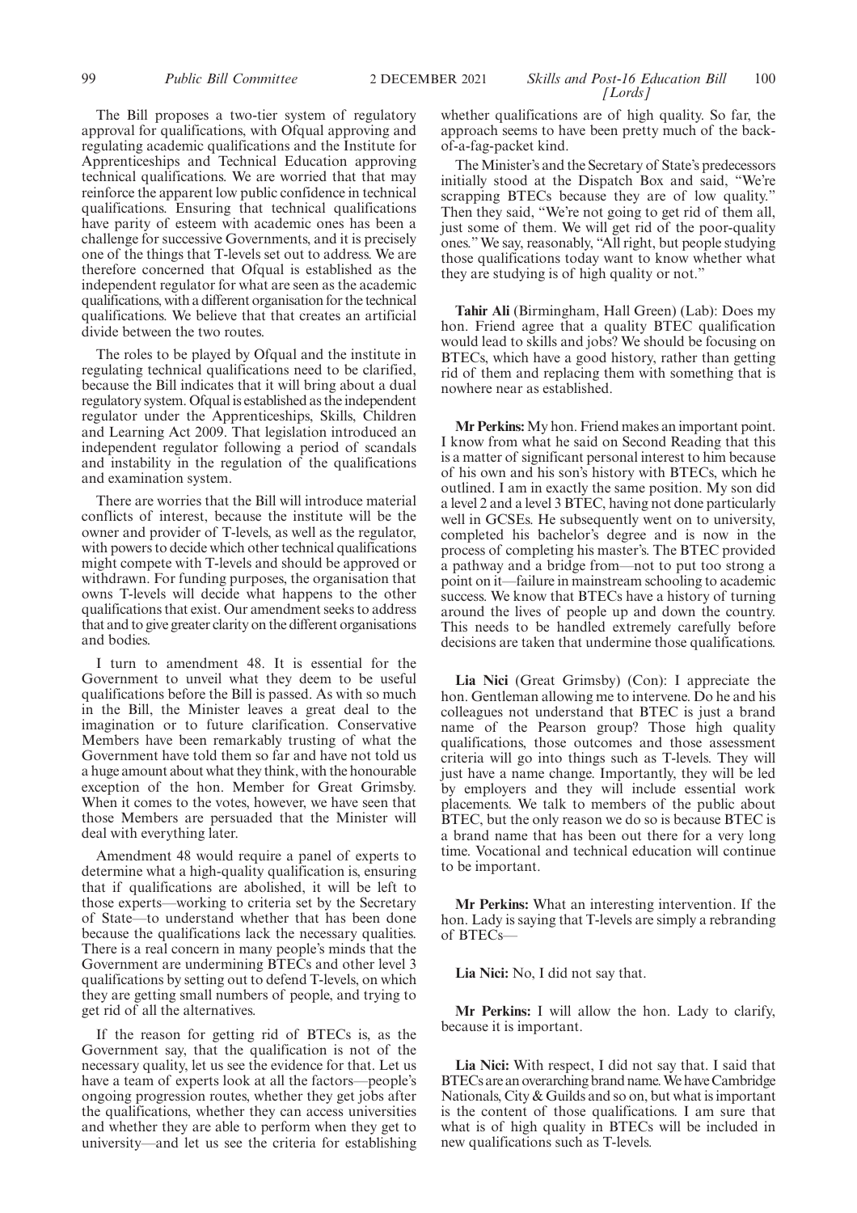The Bill proposes a two-tier system of regulatory approval for qualifications, with Ofqual approving and regulating academic qualifications and the Institute for Apprenticeships and Technical Education approving technical qualifications. We are worried that that may reinforce the apparent low public confidence in technical qualifications. Ensuring that technical qualifications have parity of esteem with academic ones has been a challenge for successive Governments, and it is precisely one of the things that T-levels set out to address. We are therefore concerned that Ofqual is established as the independent regulator for what are seen as the academic qualifications, with a different organisation for the technical qualifications. We believe that that creates an artificial divide between the two routes.

The roles to be played by Ofqual and the institute in regulating technical qualifications need to be clarified, because the Bill indicates that it will bring about a dual regulatory system. Ofqual is established as the independent regulator under the Apprenticeships, Skills, Children and Learning Act 2009. That legislation introduced an independent regulator following a period of scandals and instability in the regulation of the qualifications and examination system.

There are worries that the Bill will introduce material conflicts of interest, because the institute will be the owner and provider of T-levels, as well as the regulator, with powers to decide which other technical qualifications might compete with T-levels and should be approved or withdrawn. For funding purposes, the organisation that owns T-levels will decide what happens to the other qualifications that exist. Our amendment seeks to address that and to give greater clarity on the different organisations and bodies.

I turn to amendment 48. It is essential for the Government to unveil what they deem to be useful qualifications before the Bill is passed. As with so much in the Bill, the Minister leaves a great deal to the imagination or to future clarification. Conservative Members have been remarkably trusting of what the Government have told them so far and have not told us a huge amount about what they think, with the honourable exception of the hon. Member for Great Grimsby. When it comes to the votes, however, we have seen that those Members are persuaded that the Minister will deal with everything later.

Amendment 48 would require a panel of experts to determine what a high-quality qualification is, ensuring that if qualifications are abolished, it will be left to those experts—working to criteria set by the Secretary of State—to understand whether that has been done because the qualifications lack the necessary qualities. There is a real concern in many people's minds that the Government are undermining BTECs and other level 3 qualifications by setting out to defend T-levels, on which they are getting small numbers of people, and trying to get rid of all the alternatives.

If the reason for getting rid of BTECs is, as the Government say, that the qualification is not of the necessary quality, let us see the evidence for that. Let us have a team of experts look at all the factors—people's ongoing progression routes, whether they get jobs after the qualifications, whether they can access universities and whether they are able to perform when they get to university—and let us see the criteria for establishing whether qualifications are of high quality. So far, the approach seems to have been pretty much of the back-of-a-fag-packet kind.

The Minister's and the Secretary of State's predecessors initially stood at the Dispatch Box and said, "We're scrapping BTECs because they are of low quality." Then they said, "We're not going to get rid of them all, just some of them. We will get rid of the poor-quality ones." We say, reasonably, "All right, but people studying those qualifications today want to know whether what they are studying is of high quality or not."

**Tahir Ali** (Birmingham, Hall Green) (Lab): Does my hon. Friend agree that a quality BTEC qualification would lead to skills and jobs? We should be focusing on BTECs, which have a good history, rather than getting rid of them and replacing them with something that is nowhere near as established.

**Mr Perkins:** My hon. Friend makes an important point. I know from what he said on Second Reading that this is a matter of significant personal interest to him because of his own and his son's history with BTECs, which he outlined. I am in exactly the same position. My son did a level 2 and a level 3 BTEC, having not done particularly well in GCSEs. He subsequently went on to university, completed his bachelor's degree and is now in the process of completing his master's. The BTEC provided a pathway and a bridge from—not to put too strong a point on it—failure in mainstream schooling to academic success. We know that BTECs have a history of turning around the lives of people up and down the country. This needs to be handled extremely carefully before decisions are taken that undermine those qualifications.

**Lia Nici** (Great Grimsby) (Con): I appreciate the hon. Gentleman allowing me to intervene. Do he and his colleagues not understand that BTEC is just a brand name of the Pearson group? Those high quality qualifications, those outcomes and those assessment criteria will go into things such as T-levels. They will just have a name change. Importantly, they will be led by employers and they will include essential work placements. We talk to members of the public about BTEC, but the only reason we do so is because BTEC is a brand name that has been out there for a very long time. Vocational and technical education will continue to be important.

**Mr Perkins:** What an interesting intervention. If the hon. Lady is saying that T-levels are simply a rebranding of BTECs—

**Lia Nici:** No, I did not say that.

**Mr Perkins:** I will allow the hon. Lady to clarify, because it is important.

**Lia Nici:** With respect, I did not say that. I said that BTECs are an overarching brand name. We have Cambridge Nationals, City & Guilds and so on, but what is important is the content of those qualifications. I am sure that what is of high quality in BTECs will be included in new qualifications such as T-levels.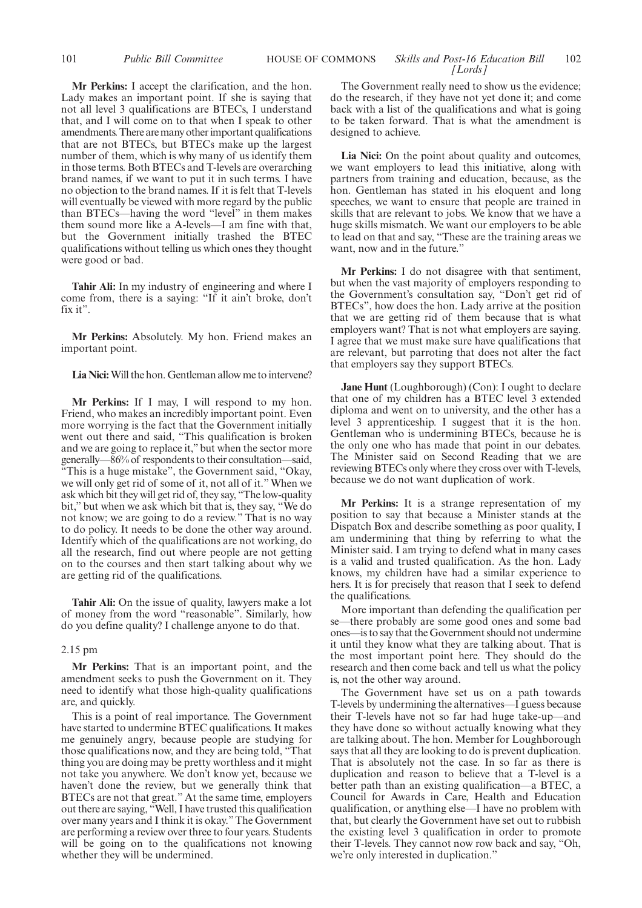**Mr Perkins:** I accept the clarification, and the hon. Lady makes an important point. If she is saying that not all level 3 qualifications are BTECs, I understand that, and I will come on to that when I speak to other amendments. There are many other important qualifications that are not BTECs, but BTECs make up the largest number of them, which is why many of us identify them in those terms. Both BTECs and T-levels are overarching brand names, if we want to put it in such terms. I have no objection to the brand names. If it is felt that T-levels will eventually be viewed with more regard by the public than BTECs—having the word "level" in them makes them sound more like a A-levels—I am fine with that, but the Government initially trashed the BTEC qualifications without telling us which ones they thought were good or bad.

**Tahir Ali:** In my industry of engineering and where I come from, there is a saying: "If it ain't broke, don't fix it".

**Mr Perkins:** Absolutely. My hon. Friend makes an important point.

**Lia Nici:** Will the hon. Gentleman allow me to intervene?

**Mr Perkins:** If I may, I will respond to my hon. Friend, who makes an incredibly important point. Even more worrying is the fact that the Government initially went out there and said, "This qualification is broken and we are going to replace it," but when the sector more generally—86% of respondents to their consultation—said, "This is a huge mistake", the Government said, "Okay, we will only get rid of some of it, not all of it." When we ask which bit they will get rid of, they say, "The low-quality bit," but when we ask which bit that is, they say, "We do not know; we are going to do a review." That is no way to do policy. It needs to be done the other way around. Identify which of the qualifications are not working, do all the research, find out where people are not getting on to the courses and then start talking about why we are getting rid of the qualifications.

**Tahir Ali:** On the issue of quality, lawyers make a lot of money from the word "reasonable". Similarly, how do you define quality? I challenge anyone to do that.

2.15 pm

**Mr Perkins:** That is an important point, and the amendment seeks to push the Government on it. They need to identify what those high-quality qualifications are, and quickly.

This is a point of real importance. The Government have started to undermine BTEC qualifications. It makes me genuinely angry, because people are studying for those qualifications now, and they are being told, "That thing you are doing may be pretty worthless and it might not take you anywhere. We don't know yet, because we haven't done the review, but we generally think that BTECs are not that great." At the same time, employers out there are saying, "Well, I have trusted this qualification over many years and I think it is okay." The Government are performing a review over three to four years. Students will be going on to the qualifications not knowing whether they will be undermined.

The Government really need to show us the evidence; do the research, if they have not yet done it; and come back with a list of the qualifications and what is going to be taken forward. That is what the amendment is designed to achieve.

**Lia Nici:** On the point about quality and outcomes, we want employers to lead this initiative, along with partners from training and education, because, as the hon. Gentleman has stated in his eloquent and long speeches, we want to ensure that people are trained in skills that are relevant to jobs. We know that we have a huge skills mismatch. We want our employers to be able to lead on that and say, "These are the training areas we want, now and in the future."

**Mr Perkins:** I do not disagree with that sentiment, but when the vast majority of employers responding to the Government's consultation say, "Don't get rid of BTECs", how does the hon. Lady arrive at the position that we are getting rid of them because that is what employers want? That is not what employers are saying. I agree that we must make sure have qualifications that are relevant, but parroting that does not alter the fact that employers say they support BTECs.

**Jane Hunt** (Loughborough) (Con): I ought to declare that one of my children has a BTEC level 3 extended diploma and went on to university, and the other has a level 3 apprenticeship. I suggest that it is the hon. Gentleman who is undermining BTECs, because he is the only one who has made that point in our debates. The Minister said on Second Reading that we are reviewing BTECs only where they cross over with T-levels, because we do not want duplication of work.

**Mr Perkins:** It is a strange representation of my position to say that because a Minister stands at the Dispatch Box and describe something as poor quality, I am undermining that thing by referring to what the Minister said. I am trying to defend what in many cases is a valid and trusted qualification. As the hon. Lady knows, my children have had a similar experience to hers. It is for precisely that reason that I seek to defend the qualifications.

More important than defending the qualification per se—there probably are some good ones and some bad ones—is to say that the Government should not undermine it until they know what they are talking about. That is the most important point here. They should do the research and then come back and tell us what the policy is, not the other way around.

The Government have set us on a path towards T-levels by undermining the alternatives—I guess because their T-levels have not so far had huge take-up—and they have done so without actually knowing what they are talking about. The hon. Member for Loughborough says that all they are looking to do is prevent duplication. That is absolutely not the case. In so far as there is duplication and reason to believe that a T-level is a better path than an existing qualification—a BTEC, a Council for Awards in Care, Health and Education qualification, or anything else—I have no problem with that, but clearly the Government have set out to rubbish the existing level 3 qualification in order to promote their T-levels. They cannot now row back and say, "Oh, we're only interested in duplication."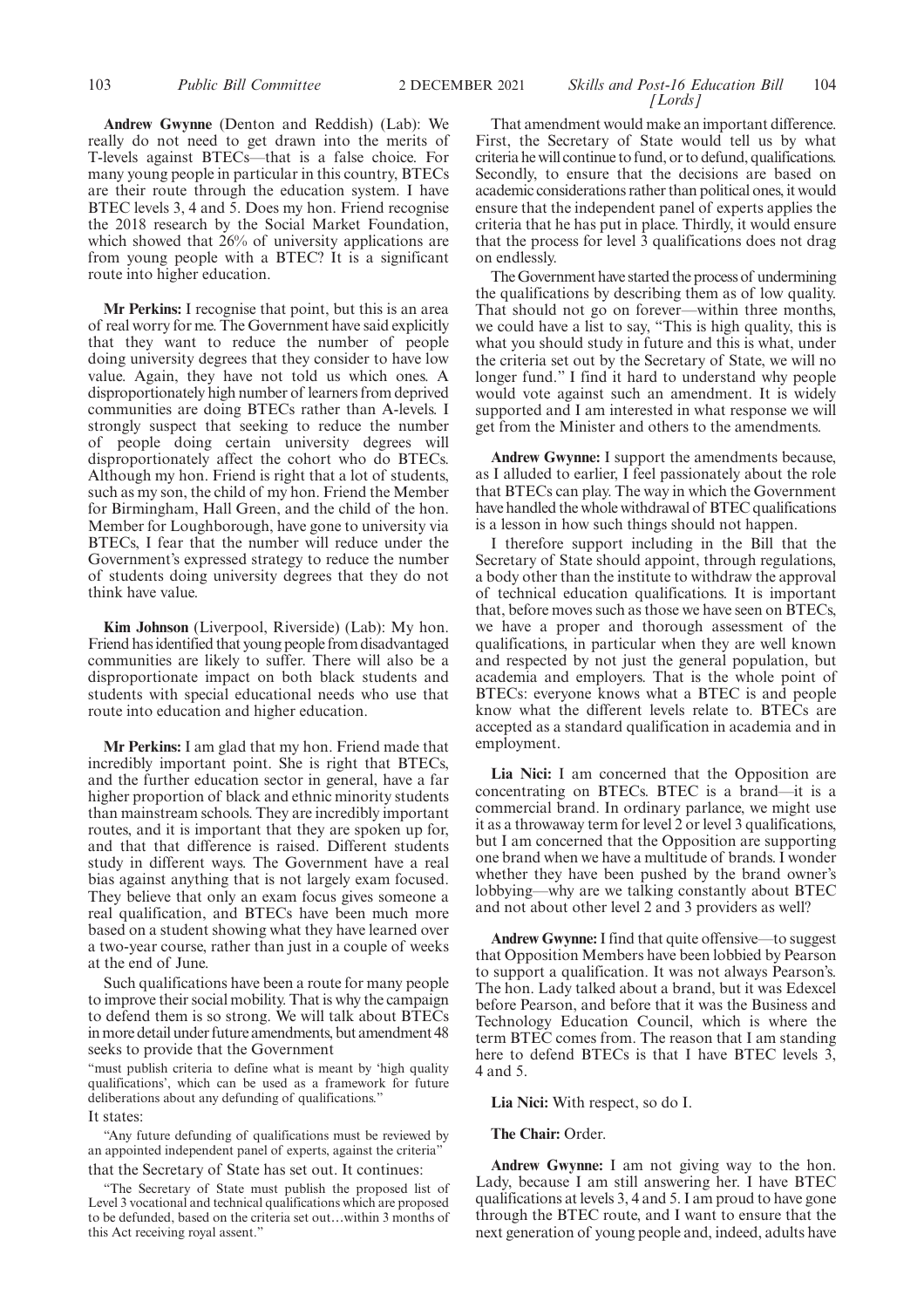**Andrew Gwynne** (Denton and Reddish) (Lab): We really do not need to get drawn into the merits of T-levels against BTECs—that is a false choice. For many young people in particular in this country, BTECs are their route through the education system. I have BTEC levels 3, 4 and 5. Does my hon. Friend recognise the 2018 research by the Social Market Foundation, which showed that 26% of university applications are from young people with a BTEC? It is a significant route into higher education.

**Mr Perkins:** I recognise that point, but this is an area of real worry for me. The Government have said explicitly that they want to reduce the number of people doing university degrees that they consider to have low value. Again, they have not told us which ones. A disproportionately high number of learners from deprived communities are doing BTECs rather than A-levels. I strongly suspect that seeking to reduce the number of people doing certain university degrees will disproportionately affect the cohort who do BTECs. Although my hon. Friend is right that a lot of students, such as my son, the child of my hon. Friend the Member for Birmingham, Hall Green, and the child of the hon. Member for Loughborough, have gone to university via BTECs, I fear that the number will reduce under the Government's expressed strategy to reduce the number of students doing university degrees that they do not think have value.

**Kim Johnson** (Liverpool, Riverside) (Lab): My hon. Friend has identified that young people from disadvantaged communities are likely to suffer. There will also be a disproportionate impact on both black students and students with special educational needs who use that route into education and higher education.

**Mr Perkins:** I am glad that my hon. Friend made that incredibly important point. She is right that BTECs, and the further education sector in general, have a far higher proportion of black and ethnic minority students than mainstream schools. They are incredibly important routes, and it is important that they are spoken up for, and that that difference is raised. Different students study in different ways. The Government have a real bias against anything that is not largely exam focused. They believe that only an exam focus gives someone a real qualification, and BTECs have been much more based on a student showing what they have learned over a two-year course, rather than just in a couple of weeks at the end of June.

Such qualifications have been a route for many people to improve their social mobility. That is why the campaign to defend them is so strong. We will talk about BTECs in more detail under future amendments, but amendment 48 seeks to provide that the Government

"must publish criteria to define what is meant by 'high quality qualifications', which can be used as a framework for future deliberations about any defunding of qualifications."

It states:

"Any future defunding of qualifications must be reviewed by an appointed independent panel of experts, against the criteria"

that the Secretary of State has set out. It continues:

"The Secretary of State must publish the proposed list of Level 3 vocational and technical qualifications which are proposed to be defunded, based on the criteria set out…within 3 months of this Act receiving royal assent."

That amendment would make an important difference. First, the Secretary of State would tell us by what criteria he will continue to fund, or to defund, qualifications. Secondly, to ensure that the decisions are based on academic considerations rather than political ones, it would ensure that the independent panel of experts applies the criteria that he has put in place. Thirdly, it would ensure that the process for level 3 qualifications does not drag on endlessly.

The Government have started the process of undermining the qualifications by describing them as of low quality. That should not go on forever—within three months, we could have a list to say, "This is high quality, this is what you should study in future and this is what, under the criteria set out by the Secretary of State, we will no longer fund." I find it hard to understand why people would vote against such an amendment. It is widely supported and I am interested in what response we will get from the Minister and others to the amendments.

**Andrew Gwynne:** I support the amendments because, as I alluded to earlier, I feel passionately about the role that BTECs can play. The way in which the Government have handled the whole withdrawal of BTEC qualifications is a lesson in how such things should not happen.

I therefore support including in the Bill that the Secretary of State should appoint, through regulations, a body other than the institute to withdraw the approval of technical education qualifications. It is important that, before moves such as those we have seen on BTECs, we have a proper and thorough assessment of the qualifications, in particular when they are well known and respected by not just the general population, but academia and employers. That is the whole point of BTECs: everyone knows what a BTEC is and people know what the different levels relate to. BTECs are accepted as a standard qualification in academia and in employment.

**Lia Nici:** I am concerned that the Opposition are concentrating on BTECs. BTEC is a brand—it is a commercial brand. In ordinary parlance, we might use it as a throwaway term for level 2 or level 3 qualifications, but I am concerned that the Opposition are supporting one brand when we have a multitude of brands. I wonder whether they have been pushed by the brand owner's lobbying—why are we talking constantly about BTEC and not about other level 2 and 3 providers as well?

**Andrew Gwynne:** I find that quite offensive—to suggest that Opposition Members have been lobbied by Pearson to support a qualification. It was not always Pearson's. The hon. Lady talked about a brand, but it was Edexcel before Pearson, and before that it was the Business and Technology Education Council, which is where the term BTEC comes from. The reason that I am standing here to defend BTECs is that I have BTEC levels 3, 4 and 5.

**Lia Nici:** With respect, so do I.

**The Chair:** Order.

**Andrew Gwynne:** I am not giving way to the hon. Lady, because I am still answering her. I have BTEC qualifications at levels 3, 4 and 5. I am proud to have gone through the BTEC route, and I want to ensure that the next generation of young people and, indeed, adults have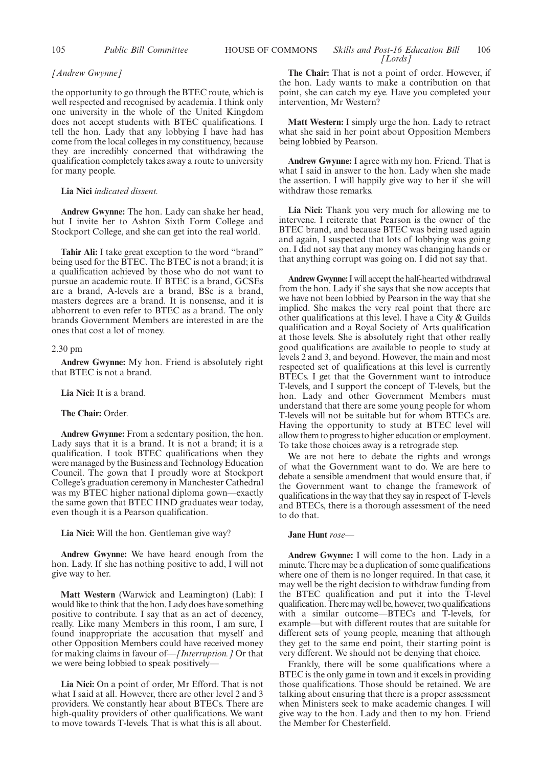*[Andrew Gwynne]*

the opportunity to go through the BTEC route, which is well respected and recognised by academia. I think only one university in the whole of the United Kingdom does not accept students with BTEC qualifications. I tell the hon. Lady that any lobbying I have had has come from the local colleges in my constituency, because they are incredibly concerned that withdrawing the qualification completely takes away a route to university for many people.

**Lia Nici** *indicated dissent.*

**Andrew Gwynne:** The hon. Lady can shake her head, but I invite her to Ashton Sixth Form College and Stockport College, and she can get into the real world.

**Tahir Ali:** I take great exception to the word "brand" being used for the BTEC. The BTEC is not a brand; it is a qualification achieved by those who do not want to pursue an academic route. If BTEC is a brand, GCSEs are a brand, A-levels are a brand, BSc is a brand, masters degrees are a brand. It is nonsense, and it is abhorrent to even refer to BTEC as a brand. The only brands Government Members are interested in are the ones that cost a lot of money.

2.30 pm

**Andrew Gwynne:** My hon. Friend is absolutely right that BTEC is not a brand.

**Lia Nici:** It is a brand.

**The Chair:** Order.

**Andrew Gwynne:** From a sedentary position, the hon. Lady says that it is a brand. It is not a brand; it is a qualification. I took BTEC qualifications when they were managed by the Business and Technology Education Council. The gown that I proudly wore at Stockport College's graduation ceremony in Manchester Cathedral was my BTEC higher national diploma gown—exactly the same gown that BTEC HND graduates wear today, even though it is a Pearson qualification.

**Lia Nici:** Will the hon. Gentleman give way?

**Andrew Gwynne:** We have heard enough from the hon. Lady. If she has nothing positive to add, I will not give way to her.

**Matt Western** (Warwick and Leamington) (Lab): I would like to think that the hon. Lady does have something positive to contribute. I say that as an act of decency, really. Like many Members in this room, I am sure, I found inappropriate the accusation that myself and other Opposition Members could have received money for making claims in favour of—*[Interruption.]* Or that we were being lobbied to speak positively—

**Lia Nici:** On a point of order, Mr Efford. That is not what I said at all. However, there are other level 2 and 3 providers. We constantly hear about BTECs. There are high-quality providers of other qualifications. We want to move towards T-levels. That is what this is all about.

**The Chair:** That is not a point of order. However, if the hon. Lady wants to make a contribution on that point, she can catch my eye. Have you completed your intervention, Mr Western?

**Matt Western:** I simply urge the hon. Lady to retract what she said in her point about Opposition Members being lobbied by Pearson.

**Andrew Gwynne:** I agree with my hon. Friend. That is what I said in answer to the hon. Lady when she made the assertion. I will happily give way to her if she will withdraw those remarks.

**Lia Nici:** Thank you very much for allowing me to intervene. I reiterate that Pearson is the owner of the BTEC brand, and because BTEC was being used again and again, I suspected that lots of lobbying was going on. I did not say that any money was changing hands or that anything corrupt was going on. I did not say that.

**Andrew Gwynne:** I will accept the half-hearted withdrawal from the hon. Lady if she says that she now accepts that we have not been lobbied by Pearson in the way that she implied. She makes the very real point that there are other qualifications at this level. I have a City & Guilds qualification and a Royal Society of Arts qualification at those levels. She is absolutely right that other really good qualifications are available to people to study at levels 2 and 3, and beyond. However, the main and most respected set of qualifications at this level is currently BTECs. I get that the Government want to introduce T-levels, and I support the concept of T-levels, but the hon. Lady and other Government Members must understand that there are some young people for whom T-levels will not be suitable but for whom BTECs are. Having the opportunity to study at BTEC level will allow them to progress to higher education or employment. To take those choices away is a retrograde step.

We are not here to debate the rights and wrongs of what the Government want to do. We are here to debate a sensible amendment that would ensure that, if the Government want to change the framework of qualifications in the way that they say in respect of T-levels and BTECs, there is a thorough assessment of the need to do that.

**Jane Hunt** *rose*—

**Andrew Gwynne:** I will come to the hon. Lady in a minute. There may be a duplication of some qualifications where one of them is no longer required. In that case, it may well be the right decision to withdraw funding from the BTEC qualification and put it into the T-level qualification. There may well be, however, two qualifications with a similar outcome—BTECs and T-levels, for example—but with different routes that are suitable for different sets of young people, meaning that although they get to the same end point, their starting point is very different. We should not be denying that choice.

Frankly, there will be some qualifications where a BTEC is the only game in town and it excels in providing those qualifications. Those should be retained. We are talking about ensuring that there is a proper assessment when Ministers seek to make academic changes. I will give way to the hon. Lady and then to my hon. Friend the Member for Chesterfield.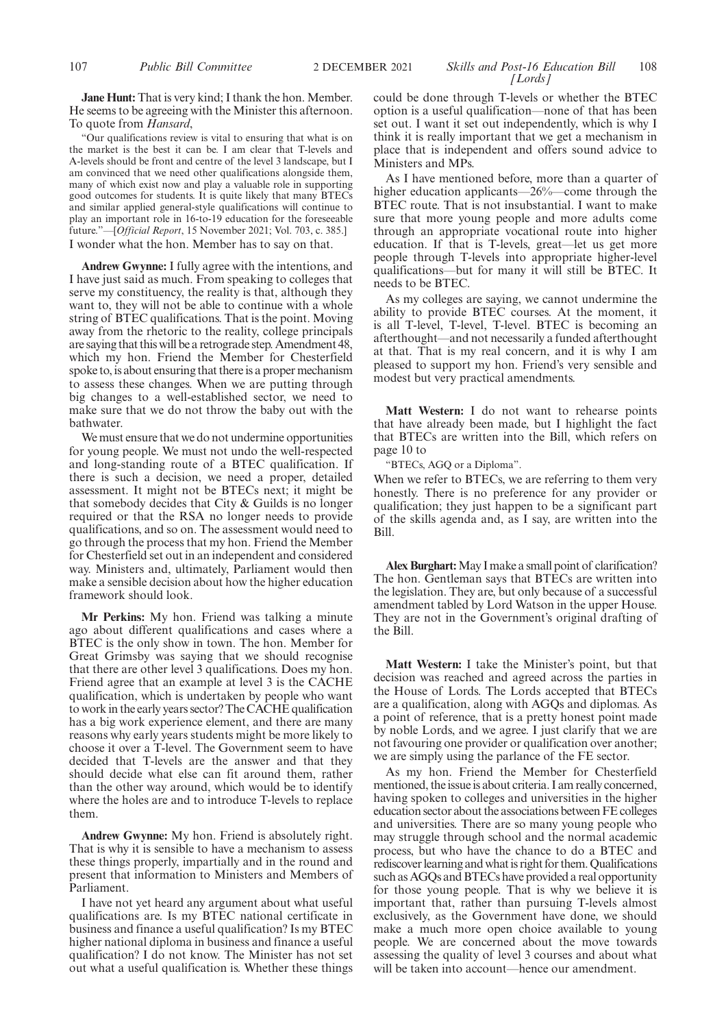**Jane Hunt:** That is very kind; I thank the hon. Member. He seems to be agreeing with the Minister this afternoon. To quote from *Hansard*,

"Our qualifications review is vital to ensuring that what is on the market is the best it can be. I am clear that T-levels and A-levels should be front and centre of the level 3 landscape, but I am convinced that we need other qualifications alongside them, many of which exist now and play a valuable role in supporting good outcomes for students. It is quite likely that many BTECs and similar applied general-style qualifications will continue to play an important role in 16-to-19 education for the foreseeable future."—[*Official Report*, 15 November 2021; Vol. 703, c. 385.]

I wonder what the hon. Member has to say on that.

**Andrew Gwynne:** I fully agree with the intentions, and I have just said as much. From speaking to colleges that serve my constituency, the reality is that, although they want to, they will not be able to continue with a whole string of BTEC qualifications. That is the point. Moving away from the rhetoric to the reality, college principals are saying that this will be a retrograde step. Amendment 48, which my hon. Friend the Member for Chesterfield spoke to, is about ensuring that there is a proper mechanism to assess these changes. When we are putting through big changes to a well-established sector, we need to make sure that we do not throw the baby out with the bathwater.

We must ensure that we do not undermine opportunities for young people. We must not undo the well-respected and long-standing route of a BTEC qualification. If there is such a decision, we need a proper, detailed assessment. It might not be BTECs next; it might be that somebody decides that City & Guilds is no longer required or that the RSA no longer needs to provide qualifications, and so on. The assessment would need to go through the process that my hon. Friend the Member for Chesterfield set out in an independent and considered way. Ministers and, ultimately, Parliament would then make a sensible decision about how the higher education framework should look.

**Mr Perkins:** My hon. Friend was talking a minute ago about different qualifications and cases where a BTEC is the only show in town. The hon. Member for Great Grimsby was saying that we should recognise that there are other level 3 qualifications. Does my hon. Friend agree that an example at level 3 is the CACHE qualification, which is undertaken by people who want to work in the early years sector? The CACHE qualification has a big work experience element, and there are many reasons why early years students might be more likely to choose it over a T-level. The Government seem to have decided that T-levels are the answer and that they should decide what else can fit around them, rather than the other way around, which would be to identify where the holes are and to introduce T-levels to replace them.

**Andrew Gwynne:** My hon. Friend is absolutely right. That is why it is sensible to have a mechanism to assess these things properly, impartially and in the round and present that information to Ministers and Members of Parliament.

I have not yet heard any argument about what useful qualifications are. Is my BTEC national certificate in business and finance a useful qualification? Is my BTEC higher national diploma in business and finance a useful qualification? I do not know. The Minister has not set out what a useful qualification is. Whether these things could be done through T-levels or whether the BTEC option is a useful qualification—none of that has been set out. I want it set out independently, which is why I think it is really important that we get a mechanism in place that is independent and offers sound advice to Ministers and MPs.

As I have mentioned before, more than a quarter of higher education applicants—26%—come through the BTEC route. That is not insubstantial. I want to make sure that more young people and more adults come through an appropriate vocational route into higher education. If that is T-levels, great—let us get more people through T-levels into appropriate higher-level qualifications—but for many it will still be BTEC. It needs to be BTEC.

As my colleges are saying, we cannot undermine the ability to provide BTEC courses. At the moment, it is all T-level, T-level, T-level. BTEC is becoming an afterthought—and not necessarily a funded afterthought at that. That is my real concern, and it is why I am pleased to support my hon. Friend's very sensible and modest but very practical amendments.

**Matt Western:** I do not want to rehearse points that have already been made, but I highlight the fact that BTECs are written into the Bill, which refers on page 10 to

"BTECs, AGQ or a Diploma".

When we refer to BTECs, we are referring to them very honestly. There is no preference for any provider or qualification; they just happen to be a significant part of the skills agenda and, as I say, are written into the Bill.

**Alex Burghart:** May I make a small point of clarification? The hon. Gentleman says that BTECs are written into the legislation. They are, but only because of a successful amendment tabled by Lord Watson in the upper House. They are not in the Government's original drafting of the Bill.

**Matt Western:** I take the Minister's point, but that decision was reached and agreed across the parties in the House of Lords. The Lords accepted that BTECs are a qualification, along with AGQs and diplomas. As a point of reference, that is a pretty honest point made by noble Lords, and we agree. I just clarify that we are not favouring one provider or qualification over another; we are simply using the parlance of the FE sector.

As my hon. Friend the Member for Chesterfield mentioned, the issue is about criteria. I am really concerned, having spoken to colleges and universities in the higher education sector about the associations between FE colleges and universities. There are so many young people who may struggle through school and the normal academic process, but who have the chance to do a BTEC and rediscover learning and what is right for them. Qualifications such as AGQs and BTECs have provided a real opportunity for those young people. That is why we believe it is important that, rather than pursuing T-levels almost exclusively, as the Government have done, we should make a much more open choice available to young people. We are concerned about the move towards assessing the quality of level 3 courses and about what will be taken into account—hence our amendment.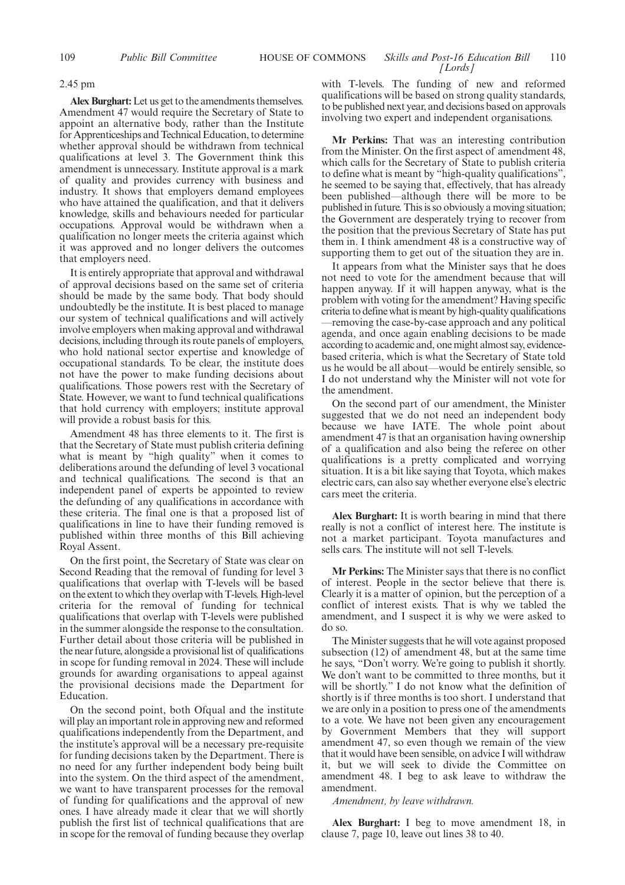2.45 pm

**Alex Burghart:** Let us get to the amendments themselves. Amendment 47 would require the Secretary of State to appoint an alternative body, rather than the Institute for Apprenticeships and Technical Education, to determine whether approval should be withdrawn from technical qualifications at level 3. The Government think this amendment is unnecessary. Institute approval is a mark of quality and provides currency with business and industry. It shows that employers demand employees who have attained the qualification, and that it delivers knowledge, skills and behaviours needed for particular occupations. Approval would be withdrawn when a qualification no longer meets the criteria against which it was approved and no longer delivers the outcomes that employers need.

It is entirely appropriate that approval and withdrawal of approval decisions based on the same set of criteria should be made by the same body. That body should undoubtedly be the institute. It is best placed to manage our system of technical qualifications and will actively involve employers when making approval and withdrawal decisions, including through its route panels of employers, who hold national sector expertise and knowledge of occupational standards. To be clear, the institute does not have the power to make funding decisions about qualifications. Those powers rest with the Secretary of State. However, we want to fund technical qualifications that hold currency with employers; institute approval will provide a robust basis for this.

Amendment 48 has three elements to it. The first is that the Secretary of State must publish criteria defining what is meant by "high quality" when it comes to deliberations around the defunding of level 3 vocational and technical qualifications. The second is that an independent panel of experts be appointed to review the defunding of any qualifications in accordance with these criteria. The final one is that a proposed list of qualifications in line to have their funding removed is published within three months of this Bill achieving Royal Assent.

On the first point, the Secretary of State was clear on Second Reading that the removal of funding for level 3 qualifications that overlap with T-levels will be based on the extent to which they overlap with T-levels. High-level criteria for the removal of funding for technical qualifications that overlap with T-levels were published in the summer alongside the response to the consultation. Further detail about those criteria will be published in the near future, alongside a provisional list of qualifications in scope for funding removal in 2024. These will include grounds for awarding organisations to appeal against the provisional decisions made the Department for Education.

On the second point, both Ofqual and the institute will play an important role in approving new and reformed qualifications independently from the Department, and the institute's approval will be a necessary pre-requisite for funding decisions taken by the Department. There is no need for any further independent body being built into the system. On the third aspect of the amendment, we want to have transparent processes for the removal of funding for qualifications and the approval of new ones. I have already made it clear that we will shortly publish the first list of technical qualifications that are in scope for the removal of funding because they overlap with T-levels. The funding of new and reformed qualifications will be based on strong quality standards, to be published next year, and decisions based on approvals involving two expert and independent organisations.

**Mr Perkins:** That was an interesting contribution from the Minister. On the first aspect of amendment 48, which calls for the Secretary of State to publish criteria to define what is meant by "high-quality qualifications", he seemed to be saying that, effectively, that has already been published—although there will be more to be published in future. This is so obviously a moving situation; the Government are desperately trying to recover from the position that the previous Secretary of State has put them in. I think amendment 48 is a constructive way of supporting them to get out of the situation they are in.

It appears from what the Minister says that he does not need to vote for the amendment because that will happen anyway. If it will happen anyway, what is the problem with voting for the amendment? Having specific criteria to define what is meant by high-quality qualifications—removing the case-by-case approach and any political agenda, and once again enabling decisions to be made according to academic and, one might almost say, evidence-based criteria, which is what the Secretary of State told us he would be all about—would be entirely sensible, so I do not understand why the Minister will not vote for the amendment.

On the second part of our amendment, the Minister suggested that we do not need an independent body because we have IATE. The whole point about amendment 47 is that an organisation having ownership of a qualification and also being the referee on other qualifications is a pretty complicated and worrying situation. It is a bit like saying that Toyota, which makes electric cars, can also say whether everyone else's electric cars meet the criteria.

**Alex Burghart:** It is worth bearing in mind that there really is not a conflict of interest here. The institute is not a market participant. Toyota manufactures and sells cars. The institute will not sell T-levels.

**Mr Perkins:** The Minister says that there is no conflict of interest. People in the sector believe that there is. Clearly it is a matter of opinion, but the perception of a conflict of interest exists. That is why we tabled the amendment, and I suspect it is why we were asked to do so.

The Minister suggests that he will vote against proposed subsection (12) of amendment 48, but at the same time he says, "Don't worry. We're going to publish it shortly. We don't want to be committed to three months, but it will be shortly." I do not know what the definition of shortly is if three months is too short. I understand that we are only in a position to press one of the amendments to a vote. We have not been given any encouragement by Government Members that they will support amendment 47, so even though we remain of the view that it would have been sensible, on advice I will withdraw it, but we will seek to divide the Committee on amendment 48. I beg to ask leave to withdraw the amendment.

*Amendment, by leave withdrawn.*

**Alex Burghart:** I beg to move amendment 18, in clause 7, page 10, leave out lines 38 to 40.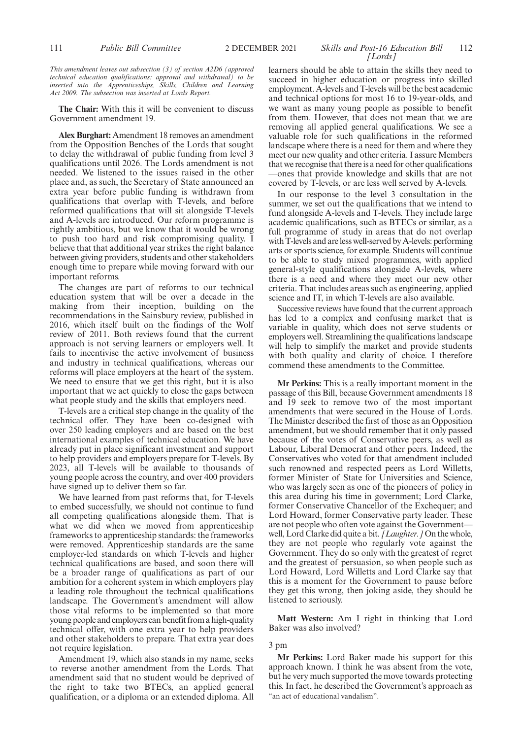*This amendment leaves out subsection (3) of section A2D6 (approved technical education qualifications: approval and withdrawal) to be inserted into the Apprenticeships, Skills, Children and Learning Act 2009. The subsection was inserted at Lords Report.*

**The Chair:** With this it will be convenient to discuss Government amendment 19.

**Alex Burghart:** Amendment 18 removes an amendment from the Opposition Benches of the Lords that sought to delay the withdrawal of public funding from level 3 qualifications until 2026. The Lords amendment is not needed. We listened to the issues raised in the other place and, as such, the Secretary of State announced an extra year before public funding is withdrawn from qualifications that overlap with T-levels, and before reformed qualifications that will sit alongside T-levels and A-levels are introduced. Our reform programme is rightly ambitious, but we know that it would be wrong to push too hard and risk compromising quality. I believe that that additional year strikes the right balance between giving providers, students and other stakeholders enough time to prepare while moving forward with our important reforms.

The changes are part of reforms to our technical education system that will be over a decade in the making from their inception, building on the recommendations in the Sainsbury review, published in 2016, which itself built on the findings of the Wolf review of 2011. Both reviews found that the current approach is not serving learners or employers well. It fails to incentivise the active involvement of business and industry in technical qualifications, whereas our reforms will place employers at the heart of the system. We need to ensure that we get this right, but it is also important that we act quickly to close the gaps between what people study and the skills that employers need.

T-levels are a critical step change in the quality of the technical offer. They have been co-designed with over 250 leading employers and are based on the best international examples of technical education. We have already put in place significant investment and support to help providers and employers prepare for T-levels. By 2023, all T-levels will be available to thousands of young people across the country, and over 400 providers have signed up to deliver them so far.

We have learned from past reforms that, for T-levels to embed successfully, we should not continue to fund all competing qualifications alongside them. That is what we did when we moved from apprenticeship frameworks to apprenticeship standards: the frameworks were removed. Apprenticeship standards are the same employer-led standards on which T-levels and higher technical qualifications are based, and soon there will be a broader range of qualifications as part of our ambition for a coherent system in which employers play a leading role throughout the technical qualifications landscape. The Government's amendment will allow those vital reforms to be implemented so that more young people and employers can benefit from a high-quality technical offer, with one extra year to help providers and other stakeholders to prepare. That extra year does not require legislation.

Amendment 19, which also stands in my name, seeks to reverse another amendment from the Lords. That amendment said that no student would be deprived of the right to take two BTECs, an applied general qualification, or a diploma or an extended diploma. All learners should be able to attain the skills they need to succeed in higher education or progress into skilled employment. A-levels and T-levels will be the best academic and technical options for most 16 to 19-year-olds, and we want as many young people as possible to benefit from them. However, that does not mean that we are removing all applied general qualifications. We see a valuable role for such qualifications in the reformed landscape where there is a need for them and where they meet our new quality and other criteria. I assure Members that we recognise that there is a need for other qualifications—ones that provide knowledge and skills that are not covered by T-levels, or are less well served by A-levels.

In our response to the level 3 consultation in the summer, we set out the qualifications that we intend to fund alongside A-levels and T-levels. They include large academic qualifications, such as BTECs or similar, as a full programme of study in areas that do not overlap with T-levels and are less well-served by A-levels: performing arts or sports science, for example. Students will continue to be able to study mixed programmes, with applied general-style qualifications alongside A-levels, where there is a need and where they meet our new other criteria. That includes areas such as engineering, applied science and IT, in which T-levels are also available.

Successive reviews have found that the current approach has led to a complex and confusing market that is variable in quality, which does not serve students or employers well. Streamlining the qualifications landscape will help to simplify the market and provide students with both quality and clarity of choice. I therefore commend these amendments to the Committee.

**Mr Perkins:** This is a really important moment in the passage of this Bill, because Government amendments 18 and 19 seek to remove two of the most important amendments that were secured in the House of Lords. The Minister described the first of those as an Opposition amendment, but we should remember that it only passed because of the votes of Conservative peers, as well as Labour, Liberal Democrat and other peers. Indeed, the Conservatives who voted for that amendment included such renowned and respected peers as Lord Willetts, former Minister of State for Universities and Science, who was largely seen as one of the pioneers of policy in this area during his time in government; Lord Clarke, former Conservative Chancellor of the Exchequer; and Lord Howard, former Conservative party leader. These are not people who often vote against the Government—well, Lord Clarke did quite a bit. *[Laughter.]* On the whole, they are not people who regularly vote against the Government. They do so only with the greatest of regret and the greatest of persuasion, so when people such as Lord Howard, Lord Willetts and Lord Clarke say that this is a moment for the Government to pause before they get this wrong, then joking aside, they should be listened to seriously.

**Matt Western:** Am I right in thinking that Lord Baker was also involved?

3 pm

**Mr Perkins:** Lord Baker made his support for this approach known. I think he was absent from the vote, but he very much supported the move towards protecting this. In fact, he described the Government's approach as "an act of educational vandalism".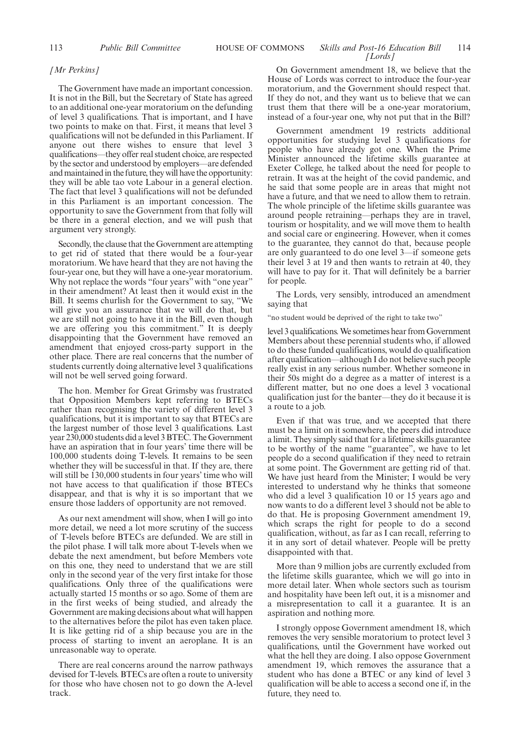*[Mr Perkins]*

The Government have made an important concession. It is not in the Bill, but the Secretary of State has agreed to an additional one-year moratorium on the defunding of level 3 qualifications. That is important, and I have two points to make on that. First, it means that level 3 qualifications will not be defunded in this Parliament. If anyone out there wishes to ensure that level 3 qualifications—they offer real student choice, are respected by the sector and understood by employers—are defended and maintained in the future, they will have the opportunity: they will be able tao vote Labour in a general election. The fact that level 3 qualifications will not be defunded in this Parliament is an important concession. The opportunity to save the Government from that folly will be there in a general election, and we will push that argument very strongly.

Secondly, the clause that the Government are attempting to get rid of stated that there would be a four-year moratorium. We have heard that they are not having the four-year one, but they will have a one-year moratorium. Why not replace the words "four years" with "one year" in their amendment? At least then it would exist in the Bill. It seems churlish for the Government to say, "We will give you an assurance that we will do that, but we are still not going to have it in the Bill, even though we are offering you this commitment." It is deeply disappointing that the Government have removed an amendment that enjoyed cross-party support in the other place. There are real concerns that the number of students currently doing alternative level 3 qualifications will not be well served going forward.

The hon. Member for Great Grimsby was frustrated that Opposition Members kept referring to BTECs rather than recognising the variety of different level 3 qualifications, but it is important to say that BTECs are the largest number of those level 3 qualifications. Last year 230,000 students did a level 3 BTEC. The Government have an aspiration that in four years' time there will be 100,000 students doing T-levels. It remains to be seen whether they will be successful in that. If they are, there will still be 130,000 students in four years' time who will not have access to that qualification if those BTECs disappear, and that is why it is so important that we ensure those ladders of opportunity are not removed.

As our next amendment will show, when I will go into more detail, we need a lot more scrutiny of the success of T-levels before BTECs are defunded. We are still in the pilot phase. I will talk more about T-levels when we debate the next amendment, but before Members vote on this one, they need to understand that we are still only in the second year of the very first intake for those qualifications. Only three of the qualifications were actually started 15 months or so ago. Some of them are in the first weeks of being studied, and already the Government are making decisions about what will happen to the alternatives before the pilot has even taken place. It is like getting rid of a ship because you are in the process of starting to invent an aeroplane. It is an unreasonable way to operate.

There are real concerns around the narrow pathways devised for T-levels. BTECs are often a route to university for those who have chosen not to go down the A-level track.

On Government amendment 18, we believe that the House of Lords was correct to introduce the four-year moratorium, and the Government should respect that. If they do not, and they want us to believe that we can trust them that there will be a one-year moratorium, instead of a four-year one, why not put that in the Bill?

Government amendment 19 restricts additional opportunities for studying level 3 qualifications for people who have already got one. When the Prime Minister announced the lifetime skills guarantee at Exeter College, he talked about the need for people to retrain. It was at the height of the covid pandemic, and he said that some people are in areas that might not have a future, and that we need to allow them to retrain. The whole principle of the lifetime skills guarantee was around people retraining—perhaps they are in travel, tourism or hospitality, and we will move them to health and social care or engineering. However, when it comes to the guarantee, they cannot do that, because people are only guaranteed to do one level 3—if someone gets their level 3 at 19 and then wants to retrain at 40, they will have to pay for it. That will definitely be a barrier for people.

The Lords, very sensibly, introduced an amendment saying that

"no student would be deprived of the right to take two"

level 3 qualifications. We sometimes hear from Government Members about these perennial students who, if allowed to do these funded qualifications, would do qualification after qualification—although I do not believe such people really exist in any serious number. Whether someone in their 50s might do a degree as a matter of interest is a different matter, but no one does a level 3 vocational qualification just for the banter—they do it because it is a route to a job.

Even if that was true, and we accepted that there must be a limit on it somewhere, the peers did introduce a limit. They simply said that for a lifetime skills guarantee to be worthy of the name "guarantee", we have to let people do a second qualification if they need to retrain at some point. The Government are getting rid of that. We have just heard from the Minister; I would be very interested to understand why he thinks that someone who did a level 3 qualification 10 or 15 years ago and now wants to do a different level 3 should not be able to do that. He is proposing Government amendment 19, which scraps the right for people to do a second qualification, without, as far as I can recall, referring to it in any sort of detail whatever. People will be pretty disappointed with that.

More than 9 million jobs are currently excluded from the lifetime skills guarantee, which we will go into in more detail later. When whole sectors such as tourism and hospitality have been left out, it is a misnomer and a misrepresentation to call it a guarantee. It is an aspiration and nothing more.

I strongly oppose Government amendment 18, which removes the very sensible moratorium to protect level 3 qualifications, until the Government have worked out what the hell they are doing. I also oppose Government amendment 19, which removes the assurance that a student who has done a BTEC or any kind of level 3 qualification will be able to access a second one if, in the future, they need to.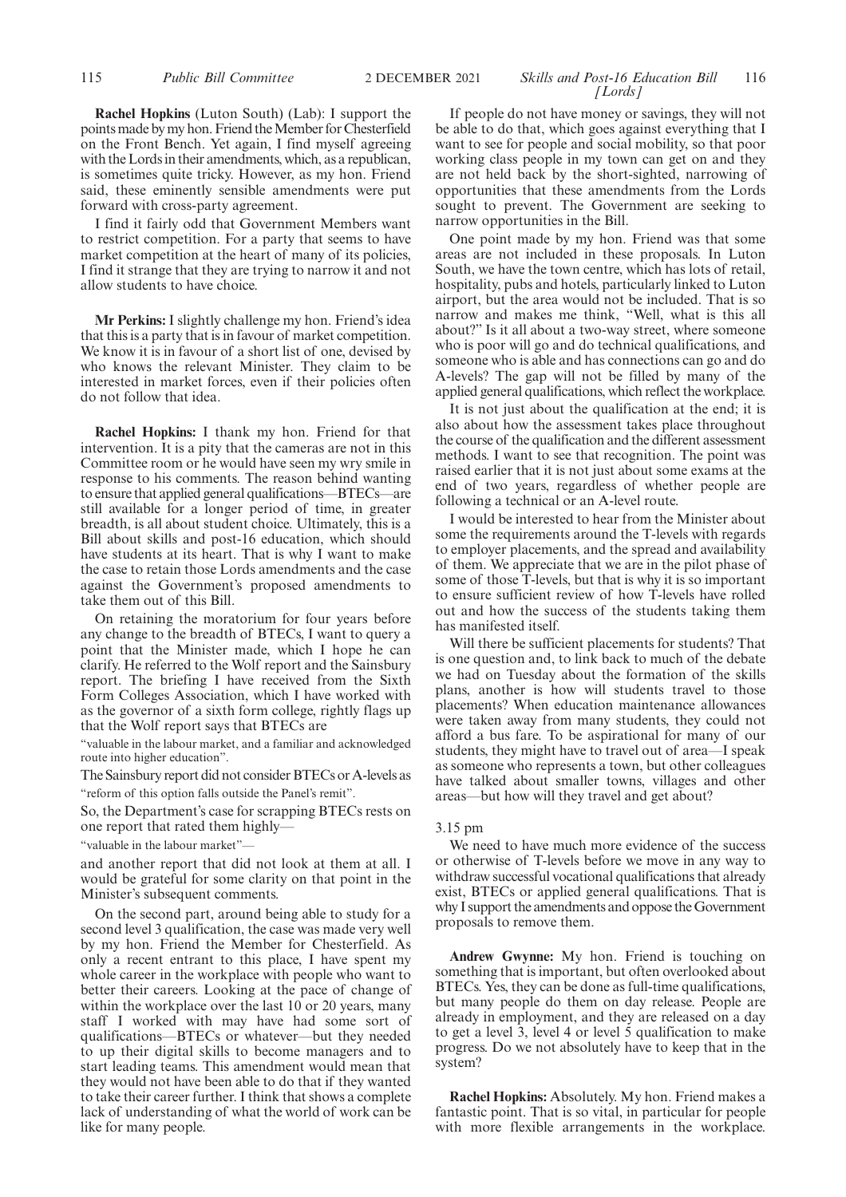**Rachel Hopkins** (Luton South) (Lab): I support the points made by my hon. Friend the Member for Chesterfield on the Front Bench. Yet again, I find myself agreeing with the Lords in their amendments, which, as a republican, is sometimes quite tricky. However, as my hon. Friend said, these eminently sensible amendments were put forward with cross-party agreement.

I find it fairly odd that Government Members want to restrict competition. For a party that seems to have market competition at the heart of many of its policies, I find it strange that they are trying to narrow it and not allow students to have choice.

**Mr Perkins:** I slightly challenge my hon. Friend's idea that this is a party that is in favour of market competition. We know it is in favour of a short list of one, devised by who knows the relevant Minister. They claim to be interested in market forces, even if their policies often do not follow that idea.

**Rachel Hopkins:** I thank my hon. Friend for that intervention. It is a pity that the cameras are not in this Committee room or he would have seen my wry smile in response to his comments. The reason behind wanting to ensure that applied general qualifications—BTECs—are still available for a longer period of time, in greater breadth, is all about student choice. Ultimately, this is a Bill about skills and post-16 education, which should have students at its heart. That is why I want to make the case to retain those Lords amendments and the case against the Government's proposed amendments to take them out of this Bill.

On retaining the moratorium for four years before any change to the breadth of BTECs, I want to query a point that the Minister made, which I hope he can clarify. He referred to the Wolf report and the Sainsbury report. The briefing I have received from the Sixth Form Colleges Association, which I have worked with as the governor of a sixth form college, rightly flags up that the Wolf report says that BTECs are

"valuable in the labour market, and a familiar and acknowledged route into higher education".

The Sainsbury report did not consider BTECs or A-levels as

"reform of this option falls outside the Panel's remit".

So, the Department's case for scrapping BTECs rests on one report that rated them highly—

"valuable in the labour market"—

and another report that did not look at them at all. I would be grateful for some clarity on that point in the Minister's subsequent comments.

On the second part, around being able to study for a second level 3 qualification, the case was made very well by my hon. Friend the Member for Chesterfield. As only a recent entrant to this place, I have spent my whole career in the workplace with people who want to better their careers. Looking at the pace of change of within the workplace over the last 10 or 20 years, many staff I worked with may have had some sort of qualifications—BTECs or whatever—but they needed to up their digital skills to become managers and to start leading teams. This amendment would mean that they would not have been able to do that if they wanted to take their career further. I think that shows a complete lack of understanding of what the world of work can be like for many people.

If people do not have money or savings, they will not be able to do that, which goes against everything that I want to see for people and social mobility, so that poor working class people in my town can get on and they are not held back by the short-sighted, narrowing of opportunities that these amendments from the Lords sought to prevent. The Government are seeking to narrow opportunities in the Bill.

One point made by my hon. Friend was that some areas are not included in these proposals. In Luton South, we have the town centre, which has lots of retail, hospitality, pubs and hotels, particularly linked to Luton airport, but the area would not be included. That is so narrow and makes me think, "Well, what is this all about?" Is it all about a two-way street, where someone who is poor will go and do technical qualifications, and someone who is able and has connections can go and do A-levels? The gap will not be filled by many of the applied general qualifications, which reflect the workplace.

It is not just about the qualification at the end; it is also about how the assessment takes place throughout the course of the qualification and the different assessment methods. I want to see that recognition. The point was raised earlier that it is not just about some exams at the end of two years, regardless of whether people are following a technical or an A-level route.

I would be interested to hear from the Minister about some the requirements around the T-levels with regards to employer placements, and the spread and availability of them. We appreciate that we are in the pilot phase of some of those T-levels, but that is why it is so important to ensure sufficient review of how T-levels have rolled out and how the success of the students taking them has manifested itself.

Will there be sufficient placements for students? That is one question and, to link back to much of the debate we had on Tuesday about the formation of the skills plans, another is how will students travel to those placements? When education maintenance allowances were taken away from many students, they could not afford a bus fare. To be aspirational for many of our students, they might have to travel out of area—I speak as someone who represents a town, but other colleagues have talked about smaller towns, villages and other areas—but how will they travel and get about?

3.15 pm

We need to have much more evidence of the success or otherwise of T-levels before we move in any way to withdraw successful vocational qualifications that already exist, BTECs or applied general qualifications. That is why I support the amendments and oppose the Government proposals to remove them.

**Andrew Gwynne:** My hon. Friend is touching on something that is important, but often overlooked about BTECs. Yes, they can be done as full-time qualifications, but many people do them on day release. People are already in employment, and they are released on a day to get a level 3, level 4 or level 5 qualification to make progress. Do we not absolutely have to keep that in the system?

**Rachel Hopkins:** Absolutely. My hon. Friend makes a fantastic point. That is so vital, in particular for people with more flexible arrangements in the workplace.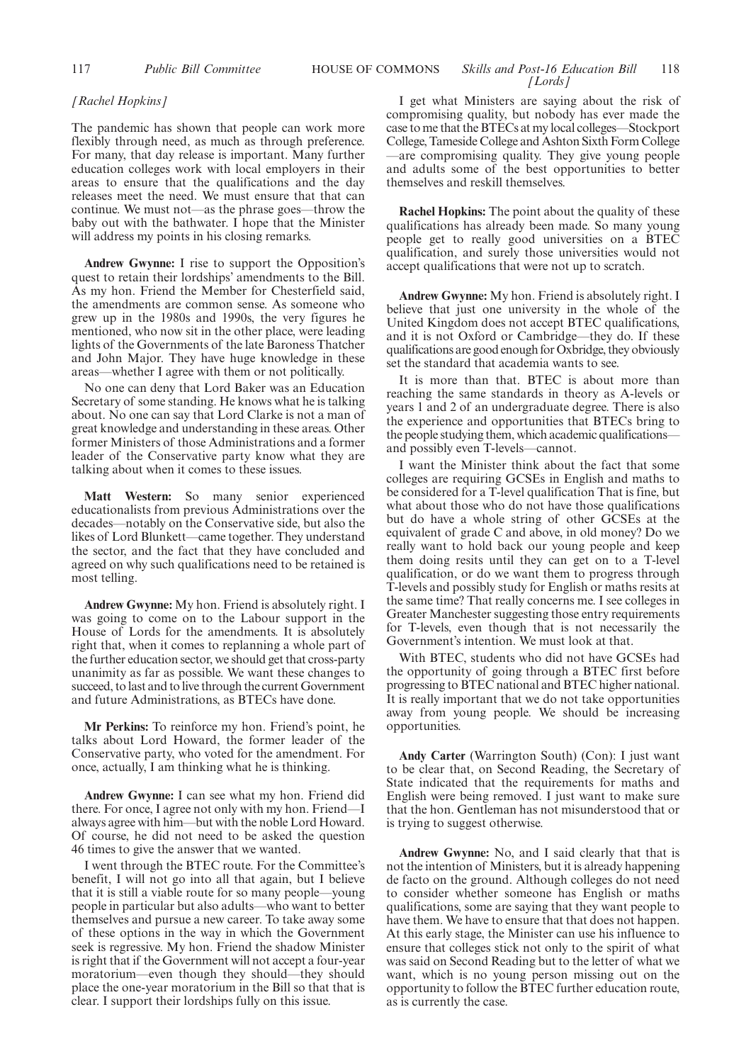*[Rachel Hopkins]*

The pandemic has shown that people can work more flexibly through need, as much as through preference. For many, that day release is important. Many further education colleges work with local employers in their areas to ensure that the qualifications and the day releases meet the need. We must ensure that that can continue. We must not—as the phrase goes—throw the baby out with the bathwater. I hope that the Minister will address my points in his closing remarks.

**Andrew Gwynne:** I rise to support the Opposition's quest to retain their lordships' amendments to the Bill. As my hon. Friend the Member for Chesterfield said, the amendments are common sense. As someone who grew up in the 1980s and 1990s, the very figures he mentioned, who now sit in the other place, were leading lights of the Governments of the late Baroness Thatcher and John Major. They have huge knowledge in these areas—whether I agree with them or not politically.

No one can deny that Lord Baker was an Education Secretary of some standing. He knows what he is talking about. No one can say that Lord Clarke is not a man of great knowledge and understanding in these areas. Other former Ministers of those Administrations and a former leader of the Conservative party know what they are talking about when it comes to these issues.

**Matt Western:** So many senior experienced educationalists from previous Administrations over the decades—notably on the Conservative side, but also the likes of Lord Blunkett—came together. They understand the sector, and the fact that they have concluded and agreed on why such qualifications need to be retained is most telling.

**Andrew Gwynne:** My hon. Friend is absolutely right. I was going to come on to the Labour support in the House of Lords for the amendments. It is absolutely right that, when it comes to replanning a whole part of the further education sector, we should get that cross-party unanimity as far as possible. We want these changes to succeed, to last and to live through the current Government and future Administrations, as BTECs have done.

**Mr Perkins:** To reinforce my hon. Friend's point, he talks about Lord Howard, the former leader of the Conservative party, who voted for the amendment. For once, actually, I am thinking what he is thinking.

**Andrew Gwynne:** I can see what my hon. Friend did there. For once, I agree not only with my hon. Friend—I always agree with him—but with the noble Lord Howard. Of course, he did not need to be asked the question 46 times to give the answer that we wanted.

I went through the BTEC route. For the Committee's benefit, I will not go into all that again, but I believe that it is still a viable route for so many people—young people in particular but also adults—who want to better themselves and pursue a new career. To take away some of these options in the way in which the Government seek is regressive. My hon. Friend the shadow Minister is right that if the Government will not accept a four-year moratorium—even though they should—they should place the one-year moratorium in the Bill so that that is clear. I support their lordships fully on this issue.

I get what Ministers are saying about the risk of compromising quality, but nobody has ever made the case to me that the BTECs at my local colleges—Stockport College, Tameside College and Ashton Sixth Form College—are compromising quality. They give young people and adults some of the best opportunities to better themselves and reskill themselves.

**Rachel Hopkins:** The point about the quality of these qualifications has already been made. So many young people get to really good universities on a BTEC qualification, and surely those universities would not accept qualifications that were not up to scratch.

**Andrew Gwynne:** My hon. Friend is absolutely right. I believe that just one university in the whole of the United Kingdom does not accept BTEC qualifications, and it is not Oxford or Cambridge—they do. If these qualifications are good enough for Oxbridge, they obviously set the standard that academia wants to see.

It is more than that. BTEC is about more than reaching the same standards in theory as A-levels or years 1 and 2 of an undergraduate degree. There is also the experience and opportunities that BTECs bring to the people studying them, which academic qualifications—and possibly even T-levels—cannot.

I want the Minister think about the fact that some colleges are requiring GCSEs in English and maths to be considered for a T-level qualification That is fine, but what about those who do not have those qualifications but do have a whole string of other GCSEs at the equivalent of grade C and above, in old money? Do we really want to hold back our young people and keep them doing resits until they can get on to a T-level qualification, or do we want them to progress through T-levels and possibly study for English or maths resits at the same time? That really concerns me. I see colleges in Greater Manchester suggesting those entry requirements for T-levels, even though that is not necessarily the Government's intention. We must look at that.

With BTEC, students who did not have GCSEs had the opportunity of going through a BTEC first before progressing to BTEC national and BTEC higher national. It is really important that we do not take opportunities away from young people. We should be increasing opportunities.

**Andy Carter** (Warrington South) (Con): I just want to be clear that, on Second Reading, the Secretary of State indicated that the requirements for maths and English were being removed. I just want to make sure that the hon. Gentleman has not misunderstood that or is trying to suggest otherwise.

**Andrew Gwynne:** No, and I said clearly that that is not the intention of Ministers, but it is already happening de facto on the ground. Although colleges do not need to consider whether someone has English or maths qualifications, some are saying that they want people to have them. We have to ensure that that does not happen. At this early stage, the Minister can use his influence to ensure that colleges stick not only to the spirit of what was said on Second Reading but to the letter of what we want, which is no young person missing out on the opportunity to follow the BTEC further education route, as is currently the case.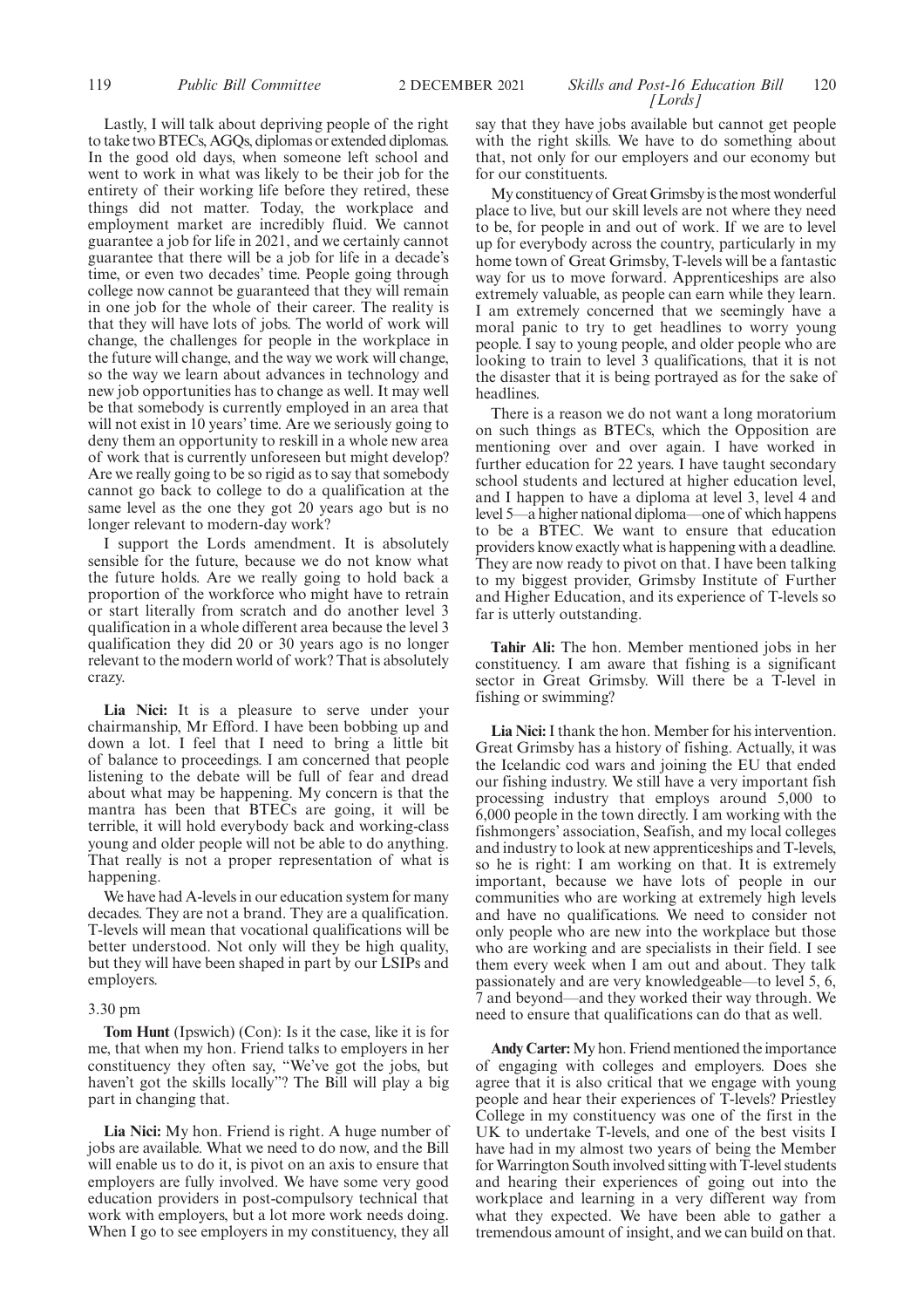Lastly, I will talk about depriving people of the right to take two BTECs, AGQs, diplomas or extended diplomas. In the good old days, when someone left school and went to work in what was likely to be their job for the entirety of their working life before they retired, these things did not matter. Today, the workplace and employment market are incredibly fluid. We cannot guarantee a job for life in 2021, and we certainly cannot guarantee that there will be a job for life in a decade's time, or even two decades' time. People going through college now cannot be guaranteed that they will remain in one job for the whole of their career. The reality is that they will have lots of jobs. The world of work will change, the challenges for people in the workplace in the future will change, and the way we work will change, so the way we learn about advances in technology and new job opportunities has to change as well. It may well be that somebody is currently employed in an area that will not exist in 10 years' time. Are we seriously going to deny them an opportunity to reskill in a whole new area of work that is currently unforeseen but might develop? Are we really going to be so rigid as to say that somebody cannot go back to college to do a qualification at the same level as the one they got 20 years ago but is no longer relevant to modern-day work?

I support the Lords amendment. It is absolutely sensible for the future, because we do not know what the future holds. Are we really going to hold back a proportion of the workforce who might have to retrain or start literally from scratch and do another level 3 qualification in a whole different area because the level 3 qualification they did 20 or 30 years ago is no longer relevant to the modern world of work? That is absolutely crazy.

**Lia Nici:** It is a pleasure to serve under your chairmanship, Mr Efford. I have been bobbing up and down a lot. I feel that I need to bring a little bit of balance to proceedings. I am concerned that people listening to the debate will be full of fear and dread about what may be happening. My concern is that the mantra has been that BTECs are going, it will be terrible, it will hold everybody back and working-class young and older people will not be able to do anything. That really is not a proper representation of what is happening.

We have had A-levels in our education system for many decades. They are not a brand. They are a qualification. T-levels will mean that vocational qualifications will be better understood. Not only will they be high quality, but they will have been shaped in part by our LSIPs and employers.

3.30 pm

**Tom Hunt** (Ipswich) (Con): Is it the case, like it is for me, that when my hon. Friend talks to employers in her constituency they often say, "We've got the jobs, but haven't got the skills locally"? The Bill will play a big part in changing that.

**Lia Nici:** My hon. Friend is right. A huge number of jobs are available. What we need to do now, and the Bill will enable us to do it, is pivot on an axis to ensure that employers are fully involved. We have some very good education providers in post-compulsory technical that work with employers, but a lot more work needs doing. When I go to see employers in my constituency, they all say that they have jobs available but cannot get people with the right skills. We have to do something about that, not only for our employers and our economy but for our constituents.

My constituency of Great Grimsby is the most wonderful place to live, but our skill levels are not where they need to be, for people in and out of work. If we are to level up for everybody across the country, particularly in my home town of Great Grimsby, T-levels will be a fantastic way for us to move forward. Apprenticeships are also extremely valuable, as people can earn while they learn. I am extremely concerned that we seemingly have a moral panic to try to get headlines to worry young people. I say to young people, and older people who are looking to train to level 3 qualifications, that it is not the disaster that it is being portrayed as for the sake of headlines.

There is a reason we do not want a long moratorium on such things as BTECs, which the Opposition are mentioning over and over again. I have worked in further education for 22 years. I have taught secondary school students and lectured at higher education level, and I happen to have a diploma at level 3, level 4 and level 5—a higher national diploma—one of which happens to be a BTEC. We want to ensure that education providers know exactly what is happening with a deadline. They are now ready to pivot on that. I have been talking to my biggest provider, Grimsby Institute of Further and Higher Education, and its experience of T-levels so far is utterly outstanding.

**Tahir Ali:** The hon. Member mentioned jobs in her constituency. I am aware that fishing is a significant sector in Great Grimsby. Will there be a T-level in fishing or swimming?

**Lia Nici:** I thank the hon. Member for his intervention. Great Grimsby has a history of fishing. Actually, it was the Icelandic cod wars and joining the EU that ended our fishing industry. We still have a very important fish processing industry that employs around 5,000 to 6,000 people in the town directly. I am working with the fishmongers' association, Seafish, and my local colleges and industry to look at new apprenticeships and T-levels, so he is right: I am working on that. It is extremely important, because we have lots of people in our communities who are working at extremely high levels and have no qualifications. We need to consider not only people who are new into the workplace but those who are working and are specialists in their field. I see them every week when I am out and about. They talk passionately and are very knowledgeable—to level 5, 6, 7 and beyond—and they worked their way through. We need to ensure that qualifications can do that as well.

**Andy Carter:** My hon. Friend mentioned the importance of engaging with colleges and employers. Does she agree that it is also critical that we engage with young people and hear their experiences of T-levels? Priestley College in my constituency was one of the first in the UK to undertake T-levels, and one of the best visits I have had in my almost two years of being the Member for Warrington South involved sitting with T-level students and hearing their experiences of going out into the workplace and learning in a very different way from what they expected. We have been able to gather a tremendous amount of insight, and we can build on that.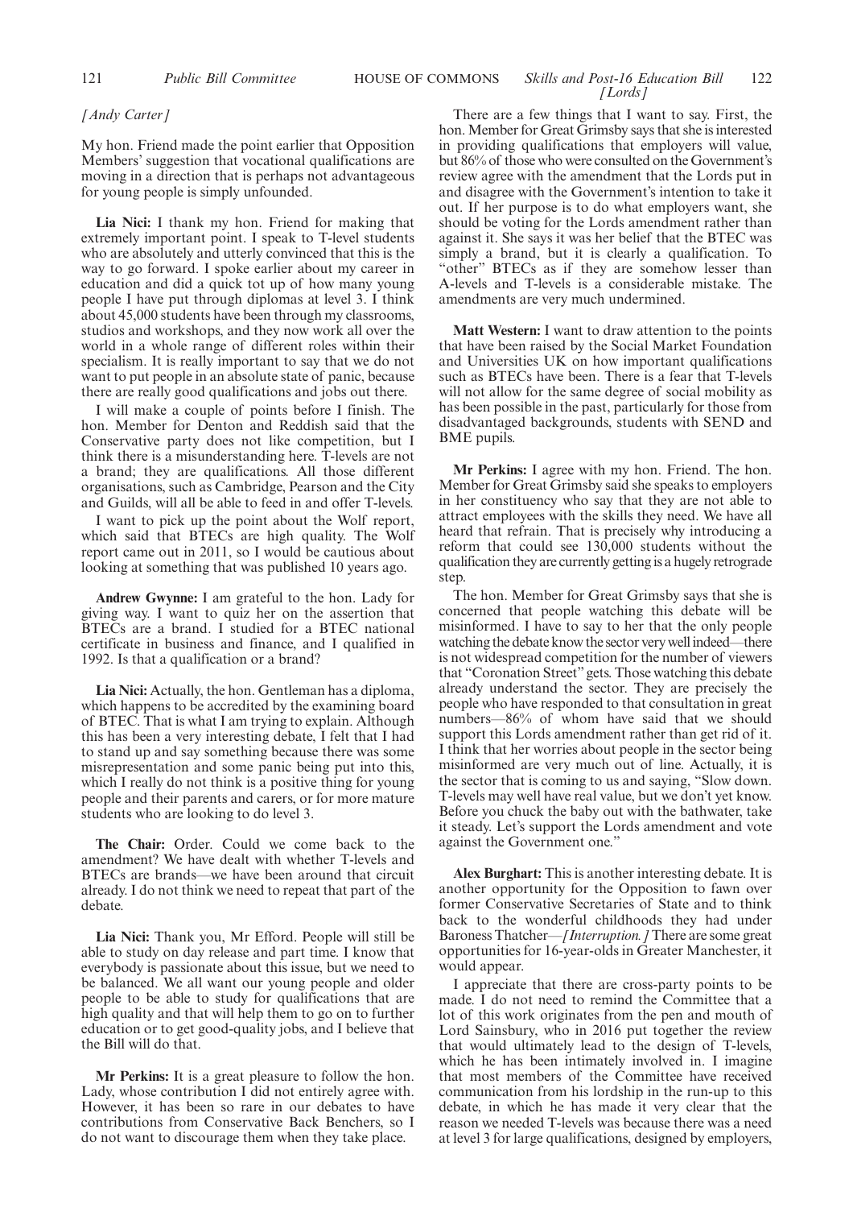*[Andy Carter]*

My hon. Friend made the point earlier that Opposition Members' suggestion that vocational qualifications are moving in a direction that is perhaps not advantageous for young people is simply unfounded.

**Lia Nici:** I thank my hon. Friend for making that extremely important point. I speak to T-level students who are absolutely and utterly convinced that this is the way to go forward. I spoke earlier about my career in education and did a quick tot up of how many young people I have put through diplomas at level 3. I think about 45,000 students have been through my classrooms, studios and workshops, and they now work all over the world in a whole range of different roles within their specialism. It is really important to say that we do not want to put people in an absolute state of panic, because there are really good qualifications and jobs out there.

I will make a couple of points before I finish. The hon. Member for Denton and Reddish said that the Conservative party does not like competition, but I think there is a misunderstanding here. T-levels are not a brand; they are qualifications. All those different organisations, such as Cambridge, Pearson and the City and Guilds, will all be able to feed in and offer T-levels.

I want to pick up the point about the Wolf report, which said that BTECs are high quality. The Wolf report came out in 2011, so I would be cautious about looking at something that was published 10 years ago.

**Andrew Gwynne:** I am grateful to the hon. Lady for giving way. I want to quiz her on the assertion that BTECs are a brand. I studied for a BTEC national certificate in business and finance, and I qualified in 1992. Is that a qualification or a brand?

**Lia Nici:** Actually, the hon. Gentleman has a diploma, which happens to be accredited by the examining board of BTEC. That is what I am trying to explain. Although this has been a very interesting debate, I felt that I had to stand up and say something because there was some misrepresentation and some panic being put into this, which I really do not think is a positive thing for young people and their parents and carers, or for more mature students who are looking to do level 3.

**The Chair:** Order. Could we come back to the amendment? We have dealt with whether T-levels and BTECs are brands—we have been around that circuit already. I do not think we need to repeat that part of the debate.

**Lia Nici:** Thank you, Mr Efford. People will still be able to study on day release and part time. I know that everybody is passionate about this issue, but we need to be balanced. We all want our young people and older people to be able to study for qualifications that are high quality and that will help them to go on to further education or to get good-quality jobs, and I believe that the Bill will do that.

**Mr Perkins:** It is a great pleasure to follow the hon. Lady, whose contribution I did not entirely agree with. However, it has been so rare in our debates to have contributions from Conservative Back Benchers, so I do not want to discourage them when they take place.

There are a few things that I want to say. First, the hon. Member for Great Grimsby says that she is interested in providing qualifications that employers will value, but 86% of those who were consulted on the Government's review agree with the amendment that the Lords put in and disagree with the Government's intention to take it out. If her purpose is to do what employers want, she should be voting for the Lords amendment rather than against it. She says it was her belief that the BTEC was simply a brand, but it is clearly a qualification. To "other" BTECs as if they are somehow lesser than A-levels and T-levels is a considerable mistake. The amendments are very much undermined.

**Matt Western:** I want to draw attention to the points that have been raised by the Social Market Foundation and Universities UK on how important qualifications such as BTECs have been. There is a fear that T-levels will not allow for the same degree of social mobility as has been possible in the past, particularly for those from disadvantaged backgrounds, students with SEND and BME pupils.

**Mr Perkins:** I agree with my hon. Friend. The hon. Member for Great Grimsby said she speaks to employers in her constituency who say that they are not able to attract employees with the skills they need. We have all heard that refrain. That is precisely why introducing a reform that could see 130,000 students without the qualification they are currently getting is a hugely retrograde step.

The hon. Member for Great Grimsby says that she is concerned that people watching this debate will be misinformed. I have to say to her that the only people watching the debate know the sector very well indeed—there is not widespread competition for the number of viewers that "Coronation Street" gets. Those watching this debate already understand the sector. They are precisely the people who have responded to that consultation in great numbers—86% of whom have said that we should support this Lords amendment rather than get rid of it. I think that her worries about people in the sector being misinformed are very much out of line. Actually, it is the sector that is coming to us and saying, "Slow down. T-levels may well have real value, but we don't yet know. Before you chuck the baby out with the bathwater, take it steady. Let's support the Lords amendment and vote against the Government one."

**Alex Burghart:** This is another interesting debate. It is another opportunity for the Opposition to fawn over former Conservative Secretaries of State and to think back to the wonderful childhoods they had under Baroness Thatcher—*[Interruption.]* There are some great opportunities for 16-year-olds in Greater Manchester, it would appear.

I appreciate that there are cross-party points to be made. I do not need to remind the Committee that a lot of this work originates from the pen and mouth of Lord Sainsbury, who in 2016 put together the review that would ultimately lead to the design of T-levels, which he has been intimately involved in. I imagine that most members of the Committee have received communication from his lordship in the run-up to this debate, in which he has made it very clear that the reason we needed T-levels was because there was a need at level 3 for large qualifications, designed by employers,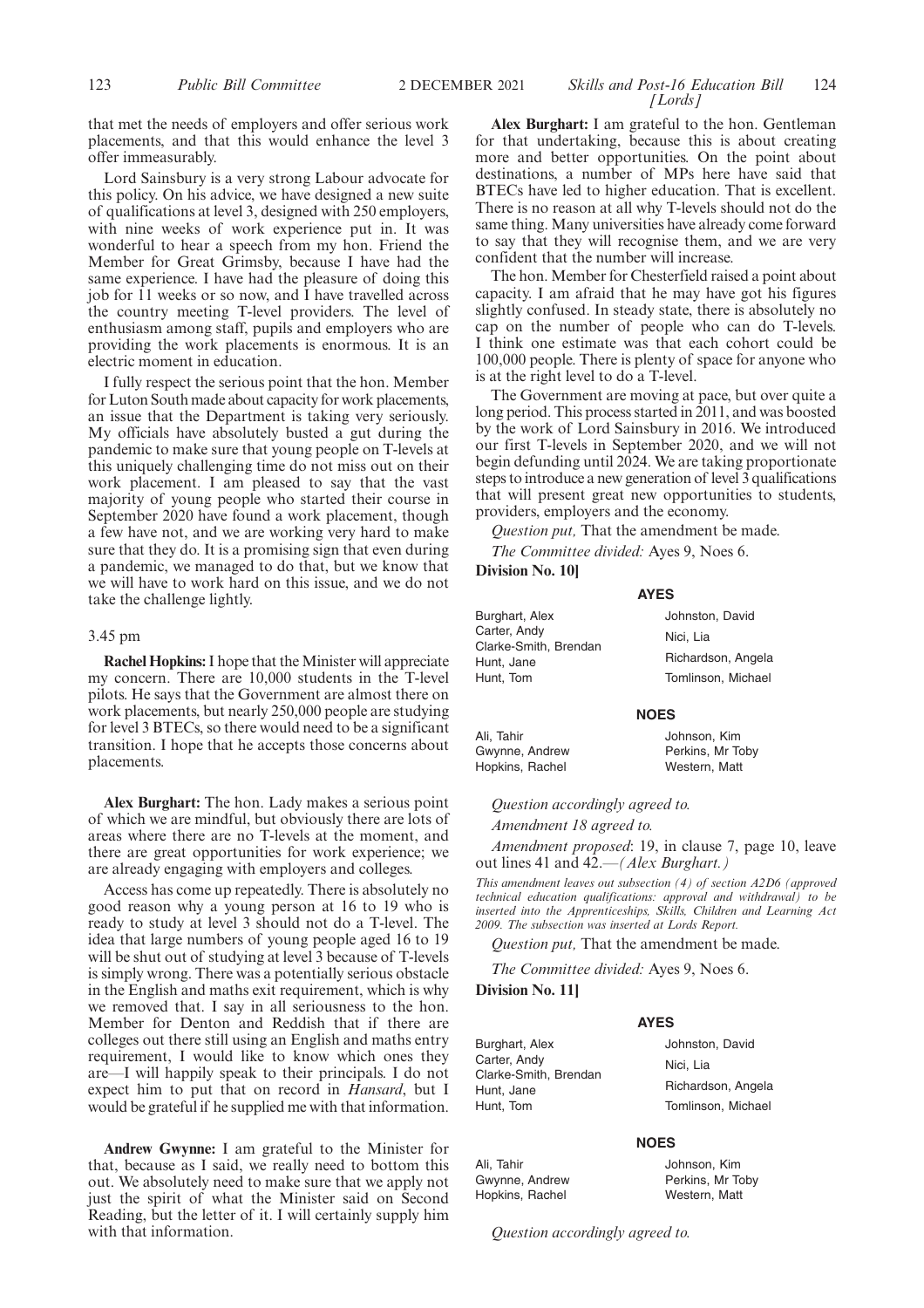that met the needs of employers and offer serious work placements, and that this would enhance the level 3 offer immeasurably.

Lord Sainsbury is a very strong Labour advocate for this policy. On his advice, we have designed a new suite of qualifications at level 3, designed with 250 employers, with nine weeks of work experience put in. It was wonderful to hear a speech from my hon. Friend the Member for Great Grimsby, because I have had the same experience. I have had the pleasure of doing this job for 11 weeks or so now, and I have travelled across the country meeting T-level providers. The level of enthusiasm among staff, pupils and employers who are providing the work placements is enormous. It is an electric moment in education.

I fully respect the serious point that the hon. Member for Luton South made about capacity for work placements, an issue that the Department is taking very seriously. My officials have absolutely busted a gut during the pandemic to make sure that young people on T-levels at this uniquely challenging time do not miss out on their work placement. I am pleased to say that the vast majority of young people who started their course in September 2020 have found a work placement, though a few have not, and we are working very hard to make sure that they do. It is a promising sign that even during a pandemic, we managed to do that, but we know that we will have to work hard on this issue, and we do not take the challenge lightly.

3.45 pm

**Rachel Hopkins:** I hope that the Minister will appreciate my concern. There are 10,000 students in the T-level pilots. He says that the Government are almost there on work placements, but nearly 250,000 people are studying for level 3 BTECs, so there would need to be a significant transition. I hope that he accepts those concerns about placements.

**Alex Burghart:** The hon. Lady makes a serious point of which we are mindful, but obviously there are lots of areas where there are no T-levels at the moment, and there are great opportunities for work experience; we are already engaging with employers and colleges.

Access has come up repeatedly. There is absolutely no good reason why a young person at 16 to 19 who is ready to study at level 3 should not do a T-level. The idea that large numbers of young people aged 16 to 19 will be shut out of studying at level 3 because of T-levels is simply wrong. There was a potentially serious obstacle in the English and maths exit requirement, which is why we removed that. I say in all seriousness to the hon. Member for Denton and Reddish that if there are colleges out there still using an English and maths entry requirement, I would like to know which ones they are—I will happily speak to their principals. I do not expect him to put that on record in *Hansard*, but I would be grateful if he supplied me with that information.

**Andrew Gwynne:** I am grateful to the Minister for that, because as I said, we really need to bottom this out. We absolutely need to make sure that we apply not just the spirit of what the Minister said on Second Reading, but the letter of it. I will certainly supply him with that information.

**Alex Burghart:** I am grateful to the hon. Gentleman for that undertaking, because this is about creating more and better opportunities. On the point about destinations, a number of MPs here have said that BTECs have led to higher education. That is excellent. There is no reason at all why T-levels should not do the same thing. Many universities have already come forward to say that they will recognise them, and we are very confident that the number will increase.

The hon. Member for Chesterfield raised a point about capacity. I am afraid that he may have got his figures slightly confused. In steady state, there is absolutely no cap on the number of people who can do T-levels. I think one estimate was that each cohort could be 100,000 people. There is plenty of space for anyone who is at the right level to do a T-level.

The Government are moving at pace, but over quite a long period. This process started in 2011, and was boosted by the work of Lord Sainsbury in 2016. We introduced our first T-levels in September 2020, and we will not begin defunding until 2024. We are taking proportionate steps to introduce a new generation of level 3 qualifications that will present great new opportunities to students, providers, employers and the economy.

*Question put,* That the amendment be made.

*The Committee divided:* Ayes 9, Noes 6.

**Division No. 10]**

**AYES**

Burghart, Alex
Carter, Andy
Clarke-Smith, Brendan
Hunt, Jane
Hunt, Tom
Johnston, David
Nici, Lia
Richardson, Angela
Tomlinson, Michael

**NOES**

Ali, Tahir
Gwynne, Andrew
Hopkins, Rachel
Johnson, Kim
Perkins, Mr Toby
Western, Matt

*Question accordingly agreed to.*

*Amendment 18 agreed to.*

*Amendment proposed*: 19, in clause 7, page 10, leave out lines 41 and 42.—*(Alex Burghart.)*

*This amendment leaves out subsection (4) of section A2D6 (approved technical education qualifications: approval and withdrawal) to be inserted into the Apprenticeships, Skills, Children and Learning Act 2009. The subsection was inserted at Lords Report.*

*Question put,* That the amendment be made.

*The Committee divided:* Ayes 9, Noes 6.

**Division No. 11]**

**AYES**

Burghart, Alex
Carter, Andy
Clarke-Smith, Brendan
Hunt, Jane
Hunt, Tom
Johnston, David
Nici, Lia
Richardson, Angela
Tomlinson, Michael

**NOES**

Ali, Tahir
Gwynne, Andrew
Hopkins, Rachel
Johnson, Kim
Perkins, Mr Toby
Western, Matt

*Question accordingly agreed to.*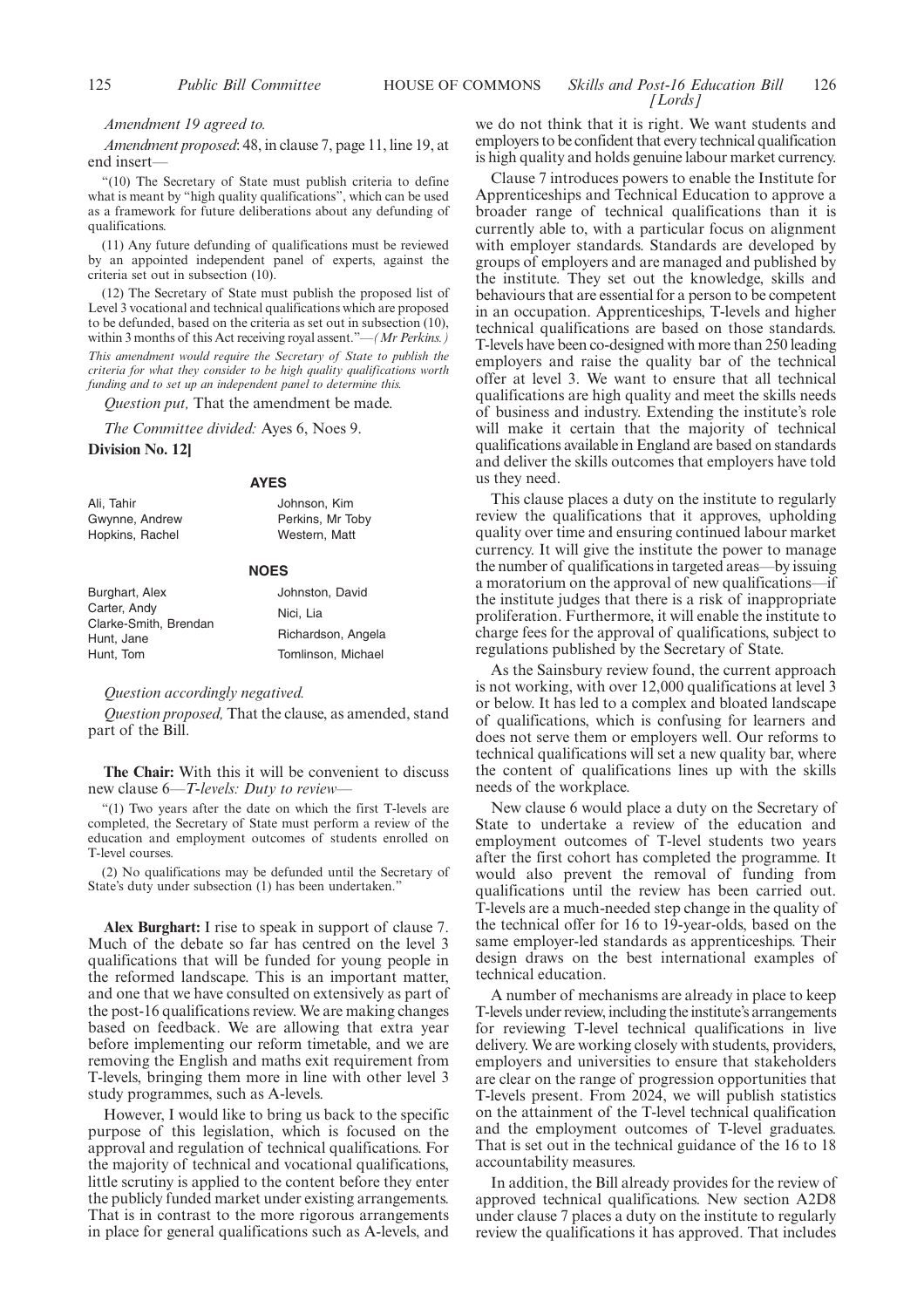*Amendment 19 agreed to.*

*Amendment proposed*: 48, in clause 7, page 11, line 19, at end insert—

"(10) The Secretary of State must publish criteria to define what is meant by "high quality qualifications", which can be used as a framework for future deliberations about any defunding of qualifications.

(11) Any future defunding of qualifications must be reviewed by an appointed independent panel of experts, against the criteria set out in subsection (10).

(12) The Secretary of State must publish the proposed list of Level 3 vocational and technical qualifications which are proposed to be defunded, based on the criteria as set out in subsection (10), within 3 months of this Act receiving royal assent."—*(Mr Perkins.)*

*This amendment would require the Secretary of State to publish the criteria for what they consider to be high quality qualifications worth funding and to set up an independent panel to determine this.*

*Question put,* That the amendment be made.

*The Committee divided:* Ayes 6, Noes 9.

**Division No. 12]**

**AYES**

Ali, Tahir
Gwynne, Andrew
Hopkins, Rachel
Johnson, Kim
Perkins, Mr Toby
Western, Matt

**NOES**

Burghart, Alex
Carter, Andy
Clarke-Smith, Brendan
Hunt, Jane
Hunt, Tom
Johnston, David
Nici, Lia
Richardson, Angela
Tomlinson, Michael

*Question accordingly negatived.*

*Question proposed,* That the clause, as amended, stand part of the Bill.

**The Chair:** With this it will be convenient to discuss new clause 6—*T-levels: Duty to review*—

"(1) Two years after the date on which the first T-levels are completed, the Secretary of State must perform a review of the education and employment outcomes of students enrolled on T-level courses.

(2) No qualifications may be defunded until the Secretary of State's duty under subsection (1) has been undertaken."

**Alex Burghart:** I rise to speak in support of clause 7. Much of the debate so far has centred on the level 3 qualifications that will be funded for young people in the reformed landscape. This is an important matter, and one that we have consulted on extensively as part of the post-16 qualifications review. We are making changes based on feedback. We are allowing that extra year before implementing our reform timetable, and we are removing the English and maths exit requirement from T-levels, bringing them more in line with other level 3 study programmes, such as A-levels.

However, I would like to bring us back to the specific purpose of this legislation, which is focused on the approval and regulation of technical qualifications. For the majority of technical and vocational qualifications, little scrutiny is applied to the content before they enter the publicly funded market under existing arrangements. That is in contrast to the more rigorous arrangements in place for general qualifications such as A-levels, and we do not think that it is right. We want students and employers to be confident that every technical qualification is high quality and holds genuine labour market currency.

Clause 7 introduces powers to enable the Institute for Apprenticeships and Technical Education to approve a broader range of technical qualifications than it is currently able to, with a particular focus on alignment with employer standards. Standards are developed by groups of employers and are managed and published by the institute. They set out the knowledge, skills and behaviours that are essential for a person to be competent in an occupation. Apprenticeships, T-levels and higher technical qualifications are based on those standards. T-levels have been co-designed with more than 250 leading employers and raise the quality bar of the technical offer at level 3. We want to ensure that all technical qualifications are high quality and meet the skills needs of business and industry. Extending the institute's role will make it certain that the majority of technical qualifications available in England are based on standards and deliver the skills outcomes that employers have told us they need.

This clause places a duty on the institute to regularly review the qualifications that it approves, upholding quality over time and ensuring continued labour market currency. It will give the institute the power to manage the number of qualifications in targeted areas—by issuing a moratorium on the approval of new qualifications—if the institute judges that there is a risk of inappropriate proliferation. Furthermore, it will enable the institute to charge fees for the approval of qualifications, subject to regulations published by the Secretary of State.

As the Sainsbury review found, the current approach is not working, with over 12,000 qualifications at level 3 or below. It has led to a complex and bloated landscape of qualifications, which is confusing for learners and does not serve them or employers well. Our reforms to technical qualifications will set a new quality bar, where the content of qualifications lines up with the skills needs of the workplace.

New clause 6 would place a duty on the Secretary of State to undertake a review of the education and employment outcomes of T-level students two years after the first cohort has completed the programme. It would also prevent the removal of funding from qualifications until the review has been carried out. T-levels are a much-needed step change in the quality of the technical offer for 16 to 19-year-olds, based on the same employer-led standards as apprenticeships. Their design draws on the best international examples of technical education.

A number of mechanisms are already in place to keep T-levels under review, including the institute's arrangements for reviewing T-level technical qualifications in live delivery. We are working closely with students, providers, employers and universities to ensure that stakeholders are clear on the range of progression opportunities that T-levels present. From 2024, we will publish statistics on the attainment of the T-level technical qualification and the employment outcomes of T-level graduates. That is set out in the technical guidance of the 16 to 18 accountability measures.

In addition, the Bill already provides for the review of approved technical qualifications. New section A2D8 under clause 7 places a duty on the institute to regularly review the qualifications it has approved. That includes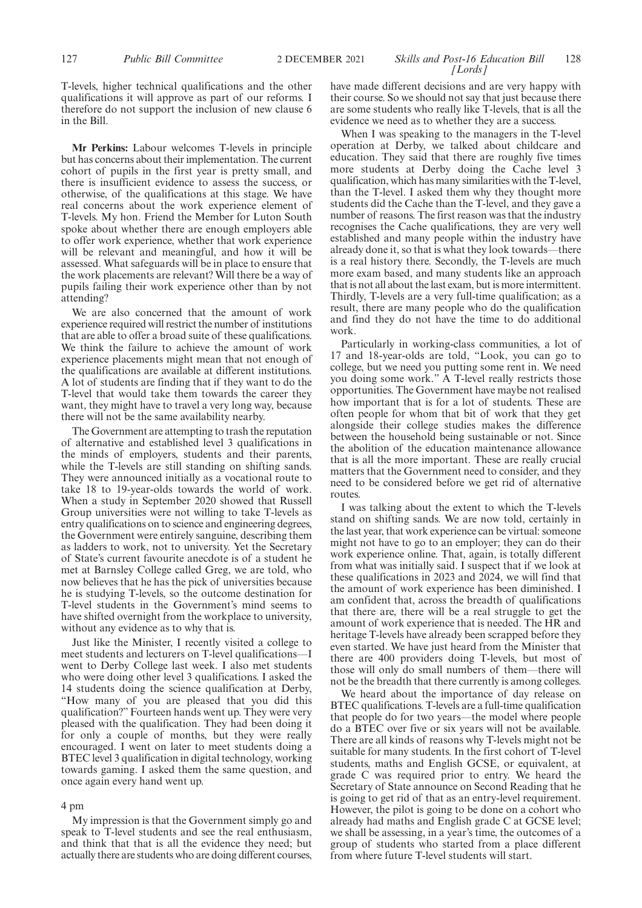T-levels, higher technical qualifications and the other qualifications it will approve as part of our reforms. I therefore do not support the inclusion of new clause 6 in the Bill.

**Mr Perkins:** Labour welcomes T-levels in principle but has concerns about their implementation. The current cohort of pupils in the first year is pretty small, and there is insufficient evidence to assess the success, or otherwise, of the qualifications at this stage. We have real concerns about the work experience element of T-levels. My hon. Friend the Member for Luton South spoke about whether there are enough employers able to offer work experience, whether that work experience will be relevant and meaningful, and how it will be assessed. What safeguards will be in place to ensure that the work placements are relevant? Will there be a way of pupils failing their work experience other than by not attending?

We are also concerned that the amount of work experience required will restrict the number of institutions that are able to offer a broad suite of these qualifications. We think the failure to achieve the amount of work experience placements might mean that not enough of the qualifications are available at different institutions. A lot of students are finding that if they want to do the T-level that would take them towards the career they want, they might have to travel a very long way, because there will not be the same availability nearby.

The Government are attempting to trash the reputation of alternative and established level 3 qualifications in the minds of employers, students and their parents, while the T-levels are still standing on shifting sands. They were announced initially as a vocational route to take 18 to 19-year-olds towards the world of work. When a study in September 2020 showed that Russell Group universities were not willing to take T-levels as entry qualifications on to science and engineering degrees, the Government were entirely sanguine, describing them as ladders to work, not to university. Yet the Secretary of State's current favourite anecdote is of a student he met at Barnsley College called Greg, we are told, who now believes that he has the pick of universities because he is studying T-levels, so the outcome destination for T-level students in the Government's mind seems to have shifted overnight from the workplace to university, without any evidence as to why that is.

Just like the Minister, I recently visited a college to meet students and lecturers on T-level qualifications—I went to Derby College last week. I also met students who were doing other level 3 qualifications. I asked the 14 students doing the science qualification at Derby, "How many of you are pleased that you did this qualification?" Fourteen hands went up. They were very pleased with the qualification. They had been doing it for only a couple of months, but they were really encouraged. I went on later to meet students doing a BTEC level 3 qualification in digital technology, working towards gaming. I asked them the same question, and once again every hand went up.

4 pm

My impression is that the Government simply go and speak to T-level students and see the real enthusiasm, and think that that is all the evidence they need; but actually there are students who are doing different courses, have made different decisions and are very happy with their course. So we should not say that just because there are some students who really like T-levels, that is all the evidence we need as to whether they are a success.

When I was speaking to the managers in the T-level operation at Derby, we talked about childcare and education. They said that there are roughly five times more students at Derby doing the Cache level 3 qualification, which has many similarities with the T-level, than the T-level. I asked them why they thought more students did the Cache than the T-level, and they gave a number of reasons. The first reason was that the industry recognises the Cache qualifications, they are very well established and many people within the industry have already done it, so that is what they look towards—there is a real history there. Secondly, the T-levels are much more exam based, and many students like an approach that is not all about the last exam, but is more intermittent. Thirdly, T-levels are a very full-time qualification; as a result, there are many people who do the qualification and find they do not have the time to do additional work.

Particularly in working-class communities, a lot of 17 and 18-year-olds are told, "Look, you can go to college, but we need you putting some rent in. We need you doing some work." A T-level really restricts those opportunities. The Government have maybe not realised how important that is for a lot of students. These are often people for whom that bit of work that they get alongside their college studies makes the difference between the household being sustainable or not. Since the abolition of the education maintenance allowance that is all the more important. These are really crucial matters that the Government need to consider, and they need to be considered before we get rid of alternative routes.

I was talking about the extent to which the T-levels stand on shifting sands. We are now told, certainly in the last year, that work experience can be virtual: someone might not have to go to an employer; they can do their work experience online. That, again, is totally different from what was initially said. I suspect that if we look at these qualifications in 2023 and 2024, we will find that the amount of work experience has been diminished. I am confident that, across the breadth of qualifications that there are, there will be a real struggle to get the amount of work experience that is needed. The HR and heritage T-levels have already been scrapped before they even started. We have just heard from the Minister that there are 400 providers doing T-levels, but most of those will only do small numbers of them—there will not be the breadth that there currently is among colleges.

We heard about the importance of day release on BTEC qualifications. T-levels are a full-time qualification that people do for two years—the model where people do a BTEC over five or six years will not be available. There are all kinds of reasons why T-levels might not be suitable for many students. In the first cohort of T-level students, maths and English GCSE, or equivalent, at grade C was required prior to entry. We heard the Secretary of State announce on Second Reading that he is going to get rid of that as an entry-level requirement. However, the pilot is going to be done on a cohort who already had maths and English grade C at GCSE level; we shall be assessing, in a year's time, the outcomes of a group of students who started from a place different from where future T-level students will start.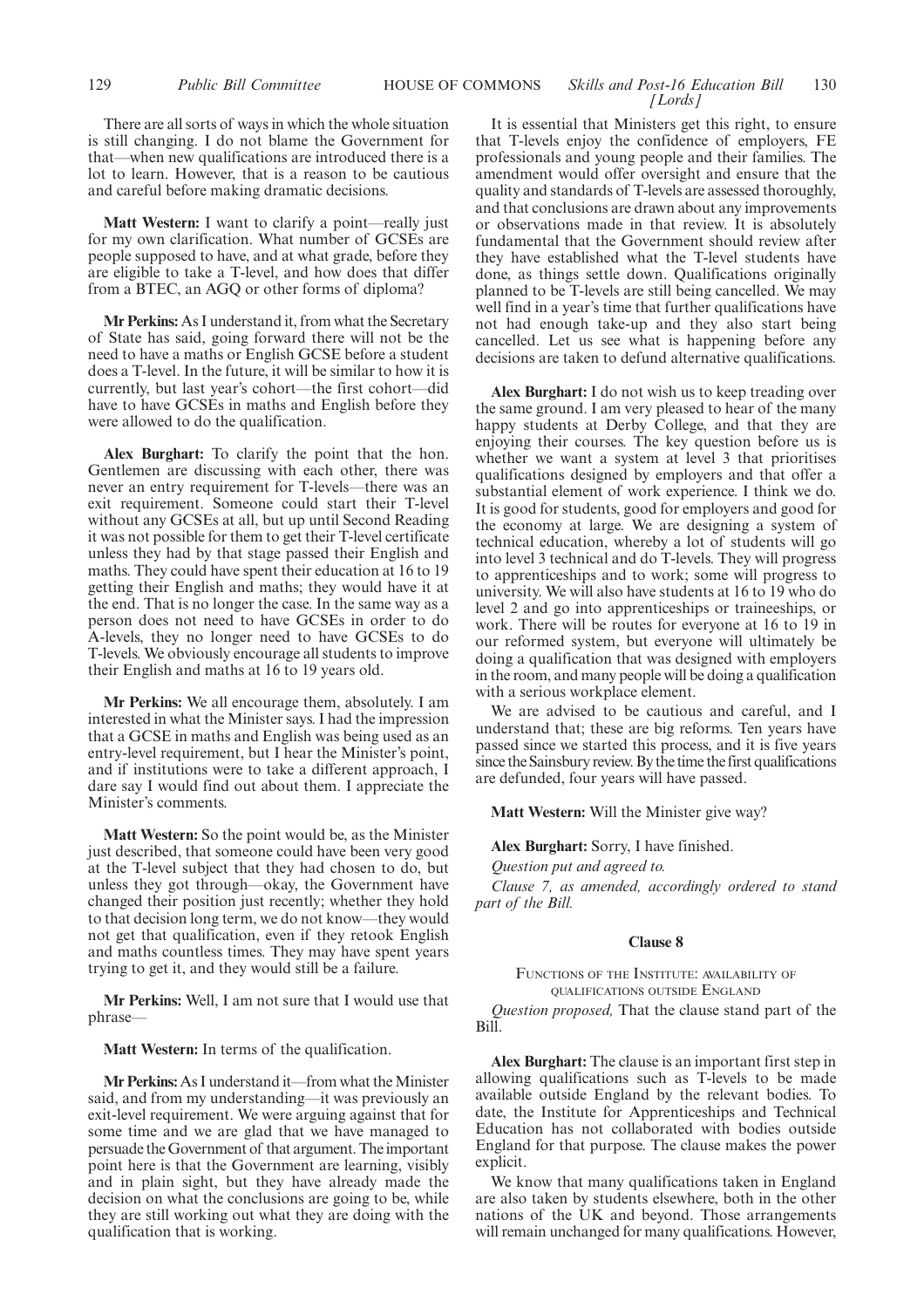There are all sorts of ways in which the whole situation is still changing. I do not blame the Government for that—when new qualifications are introduced there is a lot to learn. However, that is a reason to be cautious and careful before making dramatic decisions.

**Matt Western:** I want to clarify a point—really just for my own clarification. What number of GCSEs are people supposed to have, and at what grade, before they are eligible to take a T-level, and how does that differ from a BTEC, an AGQ or other forms of diploma?

**Mr Perkins:** As I understand it, from what the Secretary of State has said, going forward there will not be the need to have a maths or English GCSE before a student does a T-level. In the future, it will be similar to how it is currently, but last year's cohort—the first cohort—did have to have GCSEs in maths and English before they were allowed to do the qualification.

**Alex Burghart:** To clarify the point that the hon. Gentlemen are discussing with each other, there was never an entry requirement for T-levels—there was an exit requirement. Someone could start their T-level without any GCSEs at all, but up until Second Reading it was not possible for them to get their T-level certificate unless they had by that stage passed their English and maths. They could have spent their education at 16 to 19 getting their English and maths; they would have it at the end. That is no longer the case. In the same way as a person does not need to have GCSEs in order to do A-levels, they no longer need to have GCSEs to do T-levels. We obviously encourage all students to improve their English and maths at 16 to 19 years old.

**Mr Perkins:** We all encourage them, absolutely. I am interested in what the Minister says. I had the impression that a GCSE in maths and English was being used as an entry-level requirement, but I hear the Minister's point, and if institutions were to take a different approach, I dare say I would find out about them. I appreciate the Minister's comments.

**Matt Western:** So the point would be, as the Minister just described, that someone could have been very good at the T-level subject that they had chosen to do, but unless they got through—okay, the Government have changed their position just recently; whether they hold to that decision long term, we do not know—they would not get that qualification, even if they retook English and maths countless times. They may have spent years trying to get it, and they would still be a failure.

**Mr Perkins:** Well, I am not sure that I would use that phrase—

**Matt Western:** In terms of the qualification.

**Mr Perkins:** As I understand it—from what the Minister said, and from my understanding—it was previously an exit-level requirement. We were arguing against that for some time and we are glad that we have managed to persuade the Government of that argument. The important point here is that the Government are learning, visibly and in plain sight, but they have already made the decision on what the conclusions are going to be, while they are still working out what they are doing with the qualification that is working.

It is essential that Ministers get this right, to ensure that T-levels enjoy the confidence of employers, FE professionals and young people and their families. The amendment would offer oversight and ensure that the quality and standards of T-levels are assessed thoroughly, and that conclusions are drawn about any improvements or observations made in that review. It is absolutely fundamental that the Government should review after they have established what the T-level students have done, as things settle down. Qualifications originally planned to be T-levels are still being cancelled. We may well find in a year's time that further qualifications have not had enough take-up and they also start being cancelled. Let us see what is happening before any decisions are taken to defund alternative qualifications.

**Alex Burghart:** I do not wish us to keep treading over the same ground. I am very pleased to hear of the many happy students at Derby College, and that they are enjoying their courses. The key question before us is whether we want a system at level 3 that prioritises qualifications designed by employers and that offer a substantial element of work experience. I think we do. It is good for students, good for employers and good for the economy at large. We are designing a system of technical education, whereby a lot of students will go into level 3 technical and do T-levels. They will progress to apprenticeships and to work; some will progress to university. We will also have students at 16 to 19 who do level 2 and go into apprenticeships or traineeships, or work. There will be routes for everyone at 16 to 19 in our reformed system, but everyone will ultimately be doing a qualification that was designed with employers in the room, and many people will be doing a qualification with a serious workplace element.

We are advised to be cautious and careful, and I understand that; these are big reforms. Ten years have passed since we started this process, and it is five years since the Sainsbury review. By the time the first qualifications are defunded, four years will have passed.

**Matt Western:** Will the Minister give way?

**Alex Burghart:** Sorry, I have finished.

*Question put and agreed to.*

*Clause 7, as amended, accordingly ordered to stand part of the Bill.*

## Clause 8

### Functions of the Institute: availability of qualifications outside England

*Question proposed,* That the clause stand part of the Bill.

**Alex Burghart:** The clause is an important first step in allowing qualifications such as T-levels to be made available outside England by the relevant bodies. To date, the Institute for Apprenticeships and Technical Education has not collaborated with bodies outside England for that purpose. The clause makes the power explicit.

We know that many qualifications taken in England are also taken by students elsewhere, both in the other nations of the UK and beyond. Those arrangements will remain unchanged for many qualifications. However,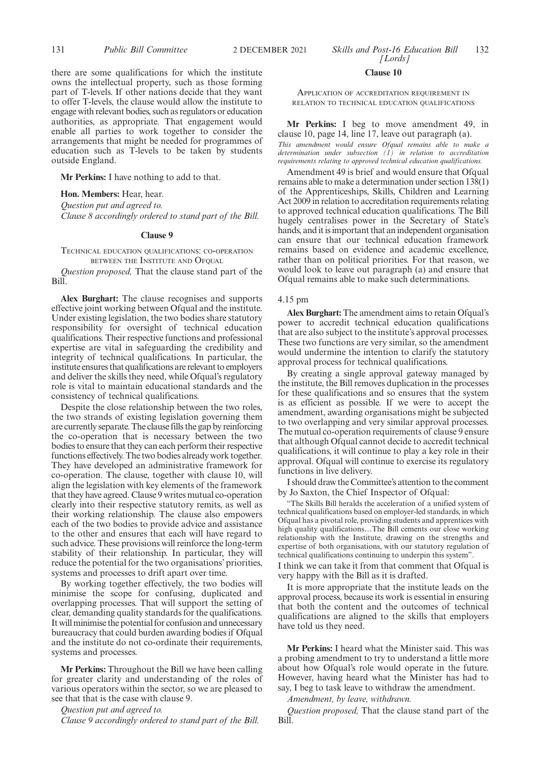there are some qualifications for which the institute owns the intellectual property, such as those forming part of T-levels. If other nations decide that they want to offer T-levels, the clause would allow the institute to engage with relevant bodies, such as regulators or education authorities, as appropriate. That engagement would enable all parties to work together to consider the arrangements that might be needed for programmes of education such as T-levels to be taken by students outside England.

**Mr Perkins:** I have nothing to add to that.

**Hon. Members:** Hear, hear.

*Question put and agreed to.*

*Clause 8 accordingly ordered to stand part of the Bill.*

### Clause 9

TECHNICAL EDUCATION QUALIFICATIONS: CO-OPERATION BETWEEN THE INSTITUTE AND OFQUAL

*Question proposed,* That the clause stand part of the Bill.

**Alex Burghart:** The clause recognises and supports effective joint working between Ofqual and the institute. Under existing legislation, the two bodies share statutory responsibility for oversight of technical education qualifications. Their respective functions and professional expertise are vital in safeguarding the credibility and integrity of technical qualifications. In particular, the institute ensures that qualifications are relevant to employers and deliver the skills they need, while Ofqual's regulatory role is vital to maintain educational standards and the consistency of technical qualifications.

Despite the close relationship between the two roles, the two strands of existing legislation governing them are currently separate. The clause fills the gap by reinforcing the co-operation that is necessary between the two bodies to ensure that they can each perform their respective functions effectively. The two bodies already work together. They have developed an administrative framework for co-operation. The clause, together with clause 10, will align the legislation with key elements of the framework that they have agreed. Clause 9 writes mutual co-operation clearly into their respective statutory remits, as well as their working relationship. The clause also empowers each of the two bodies to provide advice and assistance to the other and ensures that each will have regard to such advice. These provisions will reinforce the long-term stability of their relationship. In particular, they will reduce the potential for the two organisations' priorities, systems and processes to drift apart over time.

By working together effectively, the two bodies will minimise the scope for confusing, duplicated and overlapping processes. That will support the setting of clear, demanding quality standards for the qualifications. It will minimise the potential for confusion and unnecessary bureaucracy that could burden awarding bodies if Ofqual and the institute do not co-ordinate their requirements, systems and processes.

**Mr Perkins:** Throughout the Bill we have been calling for greater clarity and understanding of the roles of various operators within the sector, so we are pleased to see that that is the case with clause 9.

*Question put and agreed to.*

*Clause 9 accordingly ordered to stand part of the Bill.*

### Clause 10

APPLICATION OF ACCREDITATION REQUIREMENT IN RELATION TO TECHNICAL EDUCATION QUALIFICATIONS

**Mr Perkins:** I beg to move amendment 49, in clause 10, page 14, line 17, leave out paragraph (a).

*This amendment would ensure Ofqual remains able to make a determination under subsection (1) in relation to accreditation requirements relating to approved technical education qualifications.*

Amendment 49 is brief and would ensure that Ofqual remains able to make a determination under section 138(1) of the Apprenticeships, Skills, Children and Learning Act 2009 in relation to accreditation requirements relating to approved technical education qualifications. The Bill hugely centralises power in the Secretary of State's hands, and it is important that an independent organisation can ensure that our technical education framework remains based on evidence and academic excellence, rather than on political priorities. For that reason, we would look to leave out paragraph (a) and ensure that Ofqual remains able to make such determinations.

4.15 pm

**Alex Burghart:** The amendment aims to retain Ofqual's power to accredit technical education qualifications that are also subject to the institute's approval processes. These two functions are very similar, so the amendment would undermine the intention to clarify the statutory approval process for technical qualifications.

By creating a single approval gateway managed by the institute, the Bill removes duplication in the processes for these qualifications and so ensures that the system is as efficient as possible. If we were to accept the amendment, awarding organisations might be subjected to two overlapping and very similar approval processes. The mutual co-operation requirements of clause 9 ensure that although Ofqual cannot decide to accredit technical qualifications, it will continue to play a key role in their approval. Ofqual will continue to exercise its regulatory functions in live delivery.

I should draw the Committee's attention to the comment by Jo Saxton, the Chief Inspector of Ofqual:

"The Skills Bill heralds the acceleration of a unified system of technical qualifications based on employer-led standards, in which Ofqual has a pivotal role, providing students and apprentices with high quality qualifications…The Bill cements our close working relationship with the Institute, drawing on the strengths and expertise of both organisations, with our statutory regulation of technical qualifications continuing to underpin this system".

I think we can take it from that comment that Ofqual is very happy with the Bill as it is drafted.

It is more appropriate that the institute leads on the approval process, because its work is essential in ensuring that both the content and the outcomes of technical qualifications are aligned to the skills that employers have told us they need.

**Mr Perkins:** I heard what the Minister said. This was a probing amendment to try to understand a little more about how Ofqual's role would operate in the future. However, having heard what the Minister has had to say, I beg to task leave to withdraw the amendment.

*Amendment, by leave, withdrawn.*

*Question proposed,* That the clause stand part of the Bill.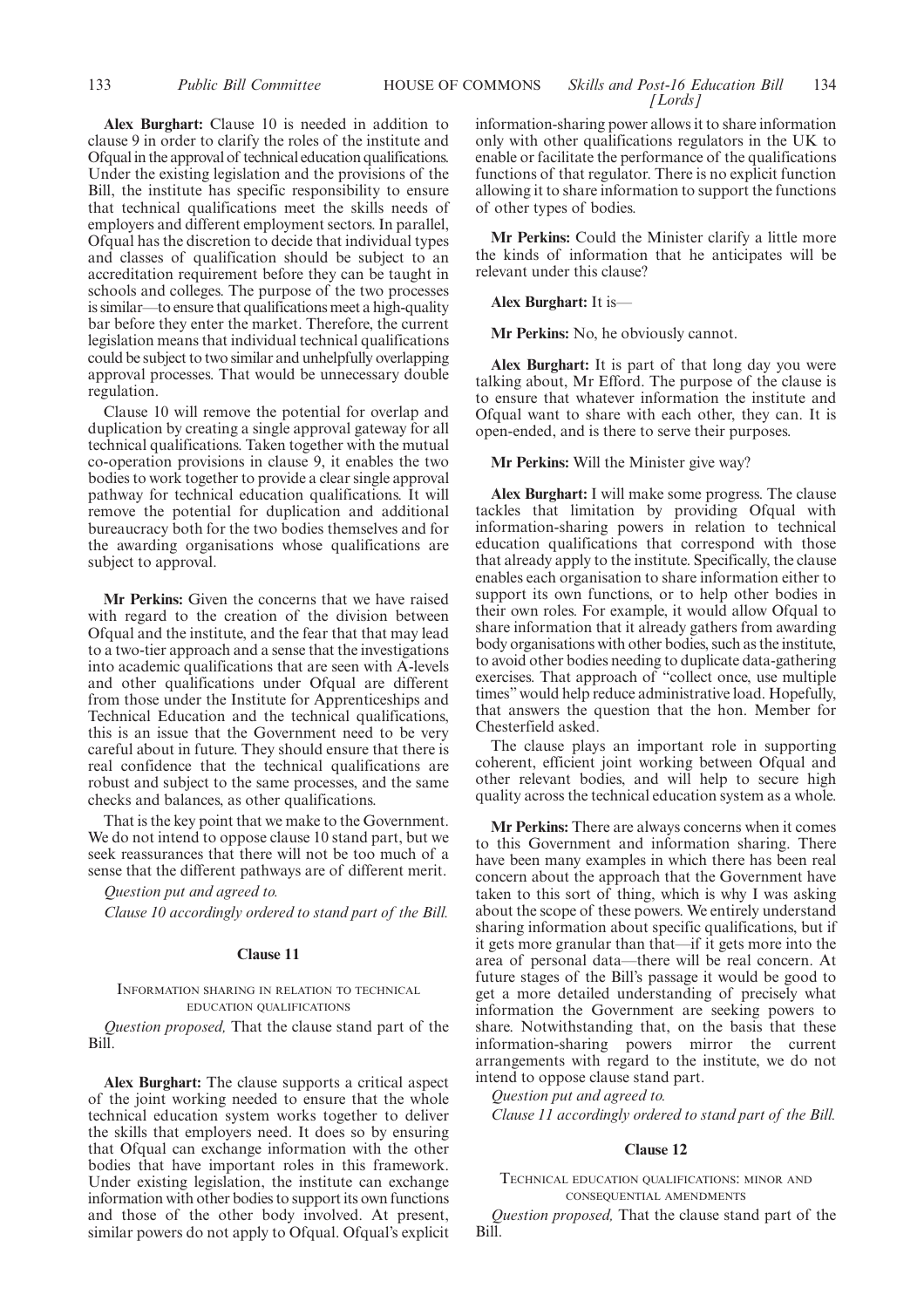**Alex Burghart:** Clause 10 is needed in addition to clause 9 in order to clarify the roles of the institute and Ofqual in the approval of technical education qualifications. Under the existing legislation and the provisions of the Bill, the institute has specific responsibility to ensure that technical qualifications meet the skills needs of employers and different employment sectors. In parallel, Ofqual has the discretion to decide that individual types and classes of qualification should be subject to an accreditation requirement before they can be taught in schools and colleges. The purpose of the two processes is similar—to ensure that qualifications meet a high-quality bar before they enter the market. Therefore, the current legislation means that individual technical qualifications could be subject to two similar and unhelpfully overlapping approval processes. That would be unnecessary double regulation.

Clause 10 will remove the potential for overlap and duplication by creating a single approval gateway for all technical qualifications. Taken together with the mutual co-operation provisions in clause 9, it enables the two bodies to work together to provide a clear single approval pathway for technical education qualifications. It will remove the potential for duplication and additional bureaucracy both for the two bodies themselves and for the awarding organisations whose qualifications are subject to approval.

**Mr Perkins:** Given the concerns that we have raised with regard to the creation of the division between Ofqual and the institute, and the fear that that may lead to a two-tier approach and a sense that the investigations into academic qualifications that are seen with A-levels and other qualifications under Ofqual are different from those under the Institute for Apprenticeships and Technical Education and the technical qualifications, this is an issue that the Government need to be very careful about in future. They should ensure that there is real confidence that the technical qualifications are robust and subject to the same processes, and the same checks and balances, as other qualifications.

That is the key point that we make to the Government. We do not intend to oppose clause 10 stand part, but we seek reassurances that there will not be too much of a sense that the different pathways are of different merit.

*Question put and agreed to.*

*Clause 10 accordingly ordered to stand part of the Bill.*

## Clause 11

### Information sharing in relation to technical education qualifications

*Question proposed,* That the clause stand part of the Bill.

**Alex Burghart:** The clause supports a critical aspect of the joint working needed to ensure that the whole technical education system works together to deliver the skills that employers need. It does so by ensuring that Ofqual can exchange information with the other bodies that have important roles in this framework. Under existing legislation, the institute can exchange information with other bodies to support its own functions and those of the other body involved. At present, similar powers do not apply to Ofqual. Ofqual's explicit information-sharing power allows it to share information only with other qualifications regulators in the UK to enable or facilitate the performance of the qualifications functions of that regulator. There is no explicit function allowing it to share information to support the functions of other types of bodies.

**Mr Perkins:** Could the Minister clarify a little more the kinds of information that he anticipates will be relevant under this clause?

**Alex Burghart:** It is—

**Mr Perkins:** No, he obviously cannot.

**Alex Burghart:** It is part of that long day you were talking about, Mr Efford. The purpose of the clause is to ensure that whatever information the institute and Ofqual want to share with each other, they can. It is open-ended, and is there to serve their purposes.

**Mr Perkins:** Will the Minister give way?

**Alex Burghart:** I will make some progress. The clause tackles that limitation by providing Ofqual with information-sharing powers in relation to technical education qualifications that correspond with those that already apply to the institute. Specifically, the clause enables each organisation to share information either to support its own functions, or to help other bodies in their own roles. For example, it would allow Ofqual to share information that it already gathers from awarding body organisations with other bodies, such as the institute, to avoid other bodies needing to duplicate data-gathering exercises. That approach of "collect once, use multiple times" would help reduce administrative load. Hopefully, that answers the question that the hon. Member for Chesterfield asked.

The clause plays an important role in supporting coherent, efficient joint working between Ofqual and other relevant bodies, and will help to secure high quality across the technical education system as a whole.

**Mr Perkins:** There are always concerns when it comes to this Government and information sharing. There have been many examples in which there has been real concern about the approach that the Government have taken to this sort of thing, which is why I was asking about the scope of these powers. We entirely understand sharing information about specific qualifications, but if it gets more granular than that—if it gets more into the area of personal data—there will be real concern. At future stages of the Bill's passage it would be good to get a more detailed understanding of precisely what information the Government are seeking powers to share. Notwithstanding that, on the basis that these information-sharing powers mirror the current arrangements with regard to the institute, we do not intend to oppose clause stand part.

*Question put and agreed to.*

*Clause 11 accordingly ordered to stand part of the Bill.*

## Clause 12

### Technical education qualifications: minor and consequential amendments

*Question proposed,* That the clause stand part of the Bill.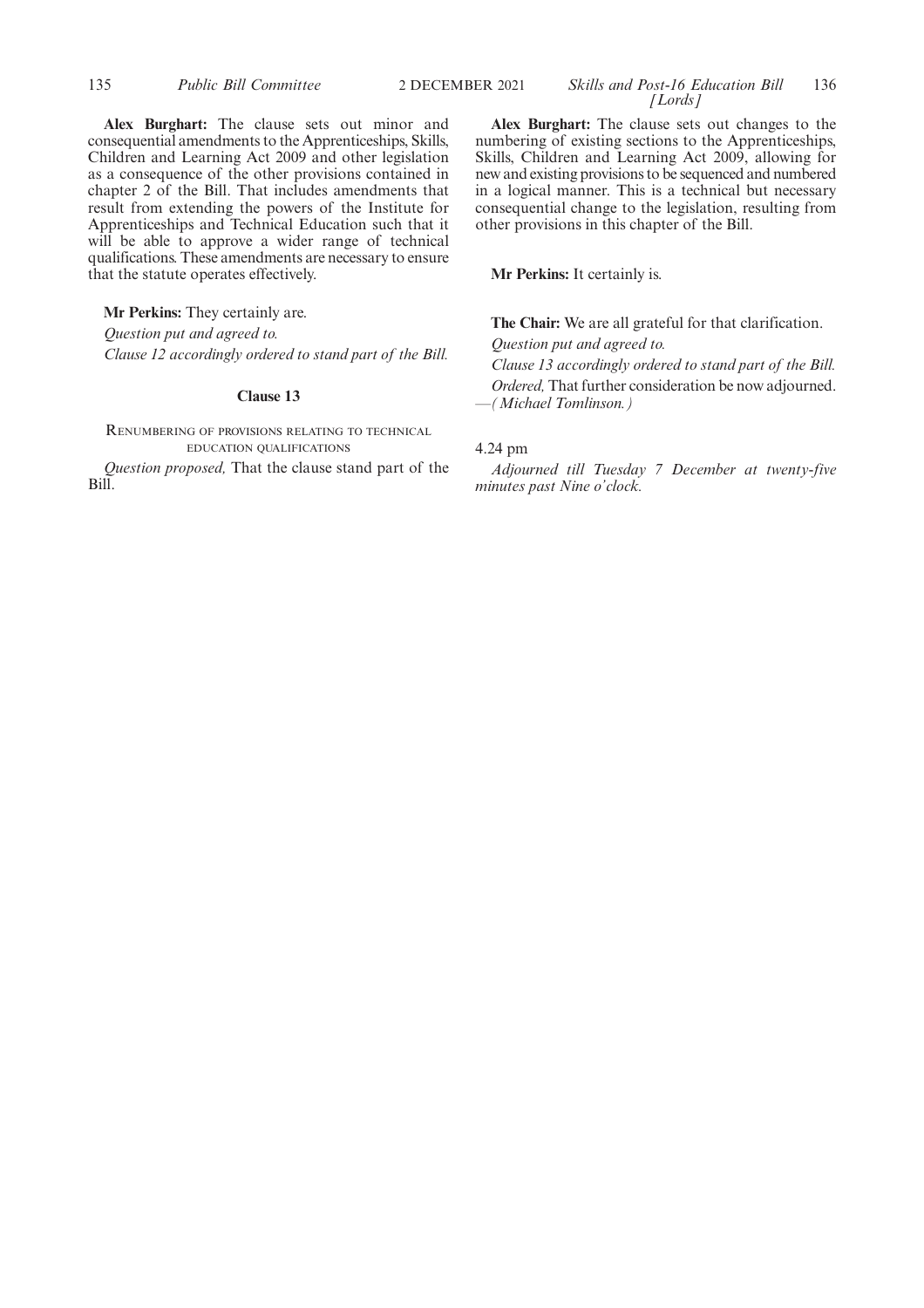**Alex Burghart:** The clause sets out minor and consequential amendments to the Apprenticeships, Skills, Children and Learning Act 2009 and other legislation as a consequence of the other provisions contained in chapter 2 of the Bill. That includes amendments that result from extending the powers of the Institute for Apprenticeships and Technical Education such that it will be able to approve a wider range of technical qualifications. These amendments are necessary to ensure that the statute operates effectively.

**Mr Perkins:** They certainly are.

*Question put and agreed to.*

*Clause 12 accordingly ordered to stand part of the Bill.*

### Clause 13

RENUMBERING OF PROVISIONS RELATING TO TECHNICAL EDUCATION QUALIFICATIONS

*Question proposed,* That the clause stand part of the Bill.

**Alex Burghart:** The clause sets out changes to the numbering of existing sections to the Apprenticeships, Skills, Children and Learning Act 2009, allowing for new and existing provisions to be sequenced and numbered in a logical manner. This is a technical but necessary consequential change to the legislation, resulting from other provisions in this chapter of the Bill.

**Mr Perkins:** It certainly is.

**The Chair:** We are all grateful for that clarification.

*Question put and agreed to.*

*Clause 13 accordingly ordered to stand part of the Bill.*

*Ordered,* That further consideration be now adjourned. —*(Michael Tomlinson.)*

4.24 pm

*Adjourned till Tuesday 7 December at twenty-five minutes past Nine o'clock.*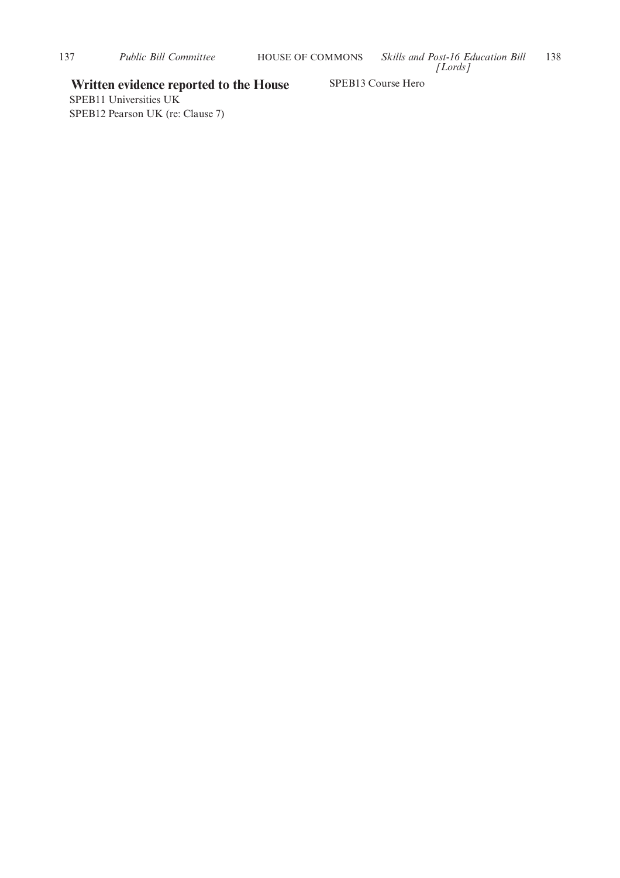## Written evidence reported to the House

SPEB11 Universities UK

SPEB12 Pearson UK (re: Clause 7)

SPEB13 Course Hero